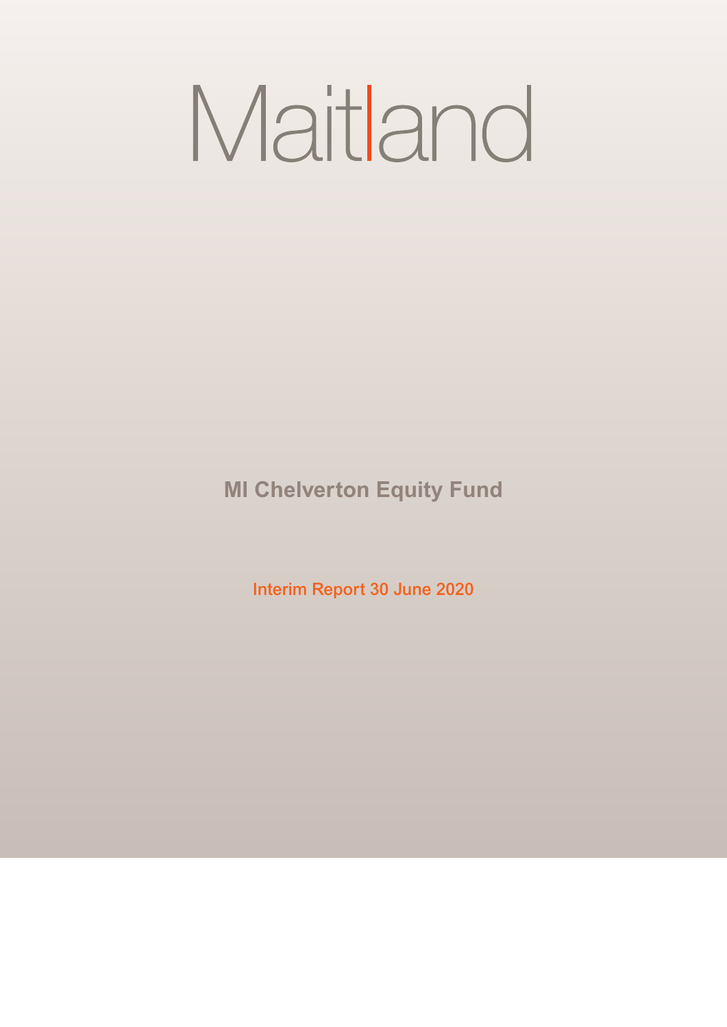# Maitland

## MI Chelverton Equity Fund

Interim Report 30 June 2020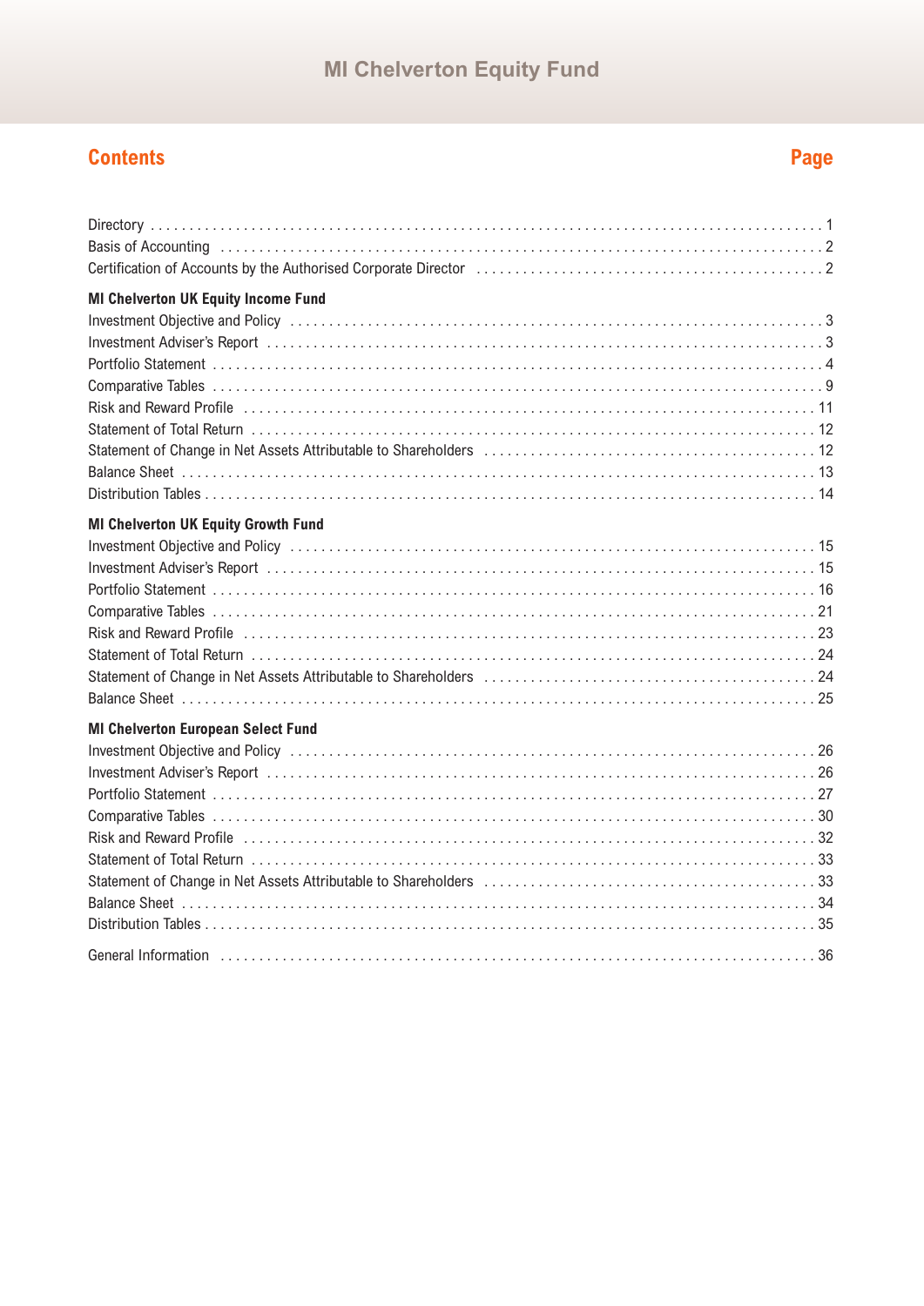# MI Chelverton Equity Fund

## Contents

| | Page |
|---|---|
| Directory | 1 |
| Basis of Accounting | 2 |
| Certification of Accounts by the Authorised Corporate Director | 2 |
| **MI Chelverton UK Equity Income Fund** | |
| Investment Objective and Policy | 3 |
| Investment Adviser's Report | 3 |
| Portfolio Statement | 4 |
| Comparative Tables | 9 |
| Risk and Reward Profile | 11 |
| Statement of Total Return | 12 |
| Statement of Change in Net Assets Attributable to Shareholders | 12 |
| Balance Sheet | 13 |
| Distribution Tables | 14 |
| **MI Chelverton UK Equity Growth Fund** | |
| Investment Objective and Policy | 15 |
| Investment Adviser's Report | 15 |
| Portfolio Statement | 16 |
| Comparative Tables | 21 |
| Risk and Reward Profile | 23 |
| Statement of Total Return | 24 |
| Statement of Change in Net Assets Attributable to Shareholders | 24 |
| Balance Sheet | 25 |
| **MI Chelverton European Select Fund** | |
| Investment Objective and Policy | 26 |
| Investment Adviser's Report | 26 |
| Portfolio Statement | 27 |
| Comparative Tables | 30 |
| Risk and Reward Profile | 32 |
| Statement of Total Return | 33 |
| Statement of Change in Net Assets Attributable to Shareholders | 33 |
| Balance Sheet | 34 |
| Distribution Tables | 35 |
| General Information | 36 |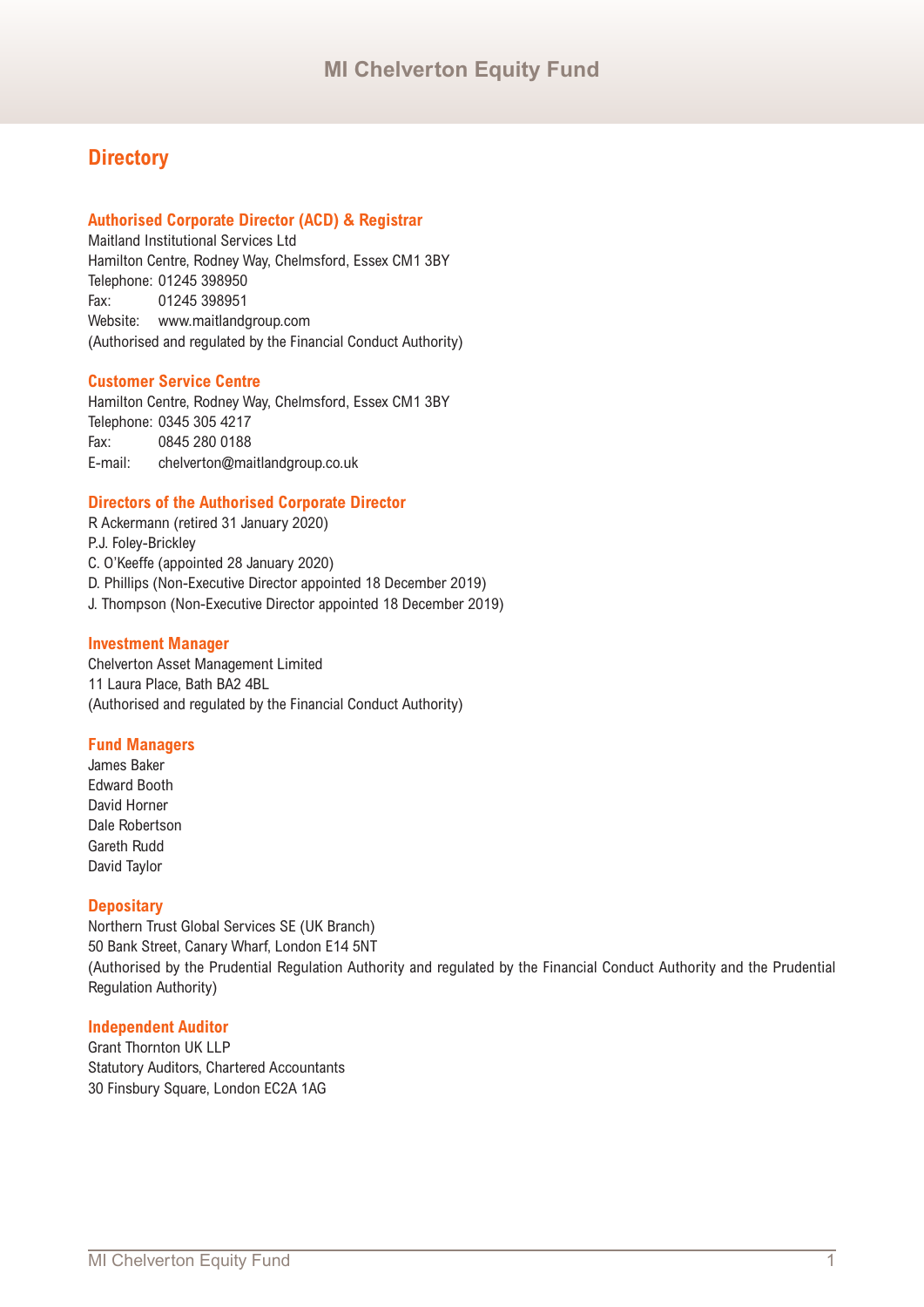## Directory

### Authorised Corporate Director (ACD) & Registrar

Maitland Institutional Services Ltd
Hamilton Centre, Rodney Way, Chelmsford, Essex CM1 3BY
Telephone: 01245 398950
Fax: 01245 398951
Website: www.maitlandgroup.com
(Authorised and regulated by the Financial Conduct Authority)

### Customer Service Centre

Hamilton Centre, Rodney Way, Chelmsford, Essex CM1 3BY
Telephone: 0345 305 4217
Fax: 0845 280 0188
E-mail: chelverton@maitlandgroup.co.uk

### Directors of the Authorised Corporate Director

R Ackermann (retired 31 January 2020)
P.J. Foley-Brickley
C. O'Keeffe (appointed 28 January 2020)
D. Phillips (Non-Executive Director appointed 18 December 2019)
J. Thompson (Non-Executive Director appointed 18 December 2019)

### Investment Manager

Chelverton Asset Management Limited
11 Laura Place, Bath BA2 4BL
(Authorised and regulated by the Financial Conduct Authority)

### Fund Managers

James Baker
Edward Booth
David Horner
Dale Robertson
Gareth Rudd
David Taylor

### Depositary

Northern Trust Global Services SE (UK Branch)
50 Bank Street, Canary Wharf, London E14 5NT
(Authorised by the Prudential Regulation Authority and regulated by the Financial Conduct Authority and the Prudential Regulation Authority)

### Independent Auditor

Grant Thornton UK LLP
Statutory Auditors, Chartered Accountants
30 Finsbury Square, London EC2A 1AG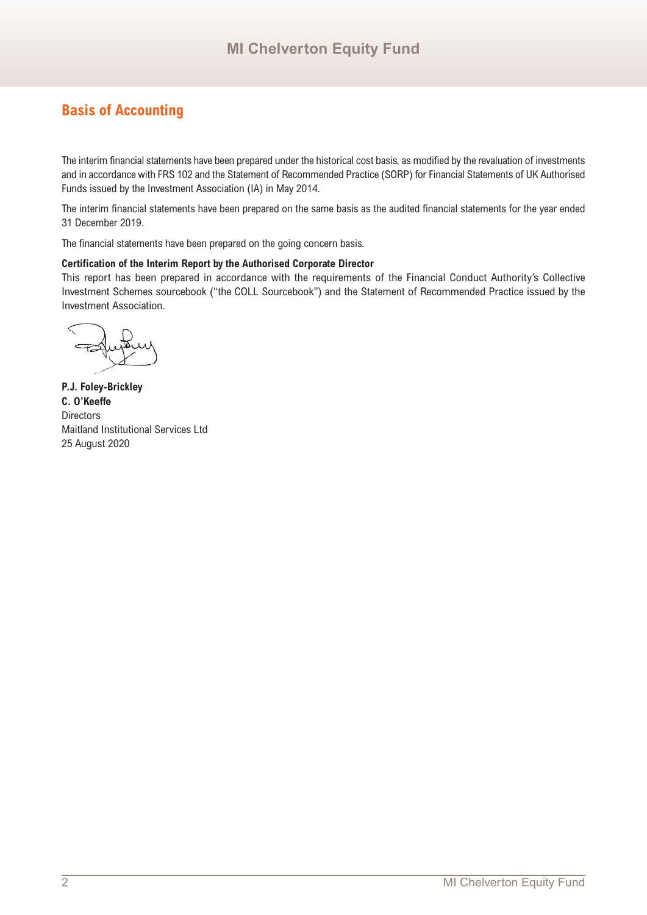## Basis of Accounting

The interim financial statements have been prepared under the historical cost basis, as modified by the revaluation of investments and in accordance with FRS 102 and the Statement of Recommended Practice (SORP) for Financial Statements of UK Authorised Funds issued by the Investment Association (IA) in May 2014.

The interim financial statements have been prepared on the same basis as the audited financial statements for the year ended 31 December 2019.

The financial statements have been prepared on the going concern basis.

**Certification of the Interim Report by the Authorised Corporate Director**

This report has been prepared in accordance with the requirements of the Financial Conduct Authority's Collective Investment Schemes sourcebook ("the COLL Sourcebook") and the Statement of Recommended Practice issued by the Investment Association.

**P.J. Foley-Brickley**
**C. O'Keeffe**
Directors
Maitland Institutional Services Ltd
25 August 2020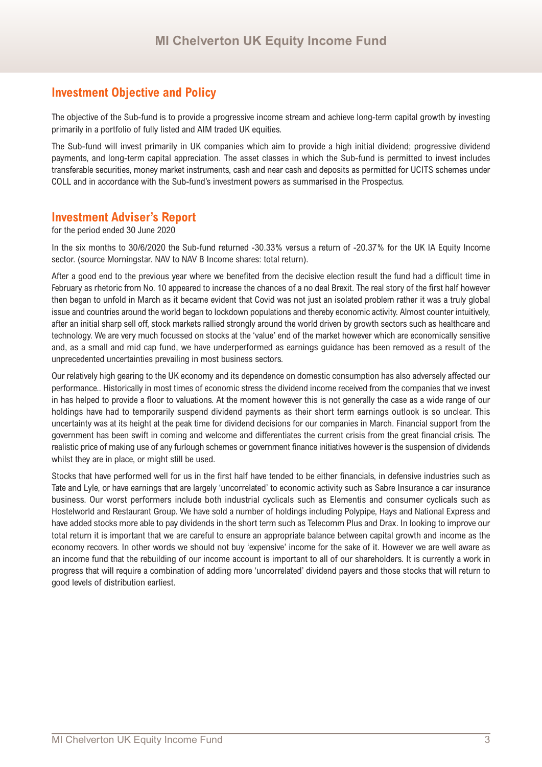## Investment Objective and Policy

The objective of the Sub-fund is to provide a progressive income stream and achieve long-term capital growth by investing primarily in a portfolio of fully listed and AIM traded UK equities.

The Sub-fund will invest primarily in UK companies which aim to provide a high initial dividend; progressive dividend payments, and long-term capital appreciation. The asset classes in which the Sub-fund is permitted to invest includes transferable securities, money market instruments, cash and near cash and deposits as permitted for UCITS schemes under COLL and in accordance with the Sub-fund's investment powers as summarised in the Prospectus.

## Investment Adviser's Report

for the period ended 30 June 2020

In the six months to 30/6/2020 the Sub-fund returned -30.33% versus a return of -20.37% for the UK IA Equity Income sector. (source Morningstar. NAV to NAV B Income shares: total return).

After a good end to the previous year where we benefited from the decisive election result the fund had a difficult time in February as rhetoric from No. 10 appeared to increase the chances of a no deal Brexit. The real story of the first half however then began to unfold in March as it became evident that Covid was not just an isolated problem rather it was a truly global issue and countries around the world began to lockdown populations and thereby economic activity. Almost counter intuitively, after an initial sharp sell off, stock markets rallied strongly around the world driven by growth sectors such as healthcare and technology. We are very much focussed on stocks at the 'value' end of the market however which are economically sensitive and, as a small and mid cap fund, we have underperformed as earnings guidance has been removed as a result of the unprecedented uncertainties prevailing in most business sectors.

Our relatively high gearing to the UK economy and its dependence on domestic consumption has also adversely affected our performance.. Historically in most times of economic stress the dividend income received from the companies that we invest in has helped to provide a floor to valuations. At the moment however this is not generally the case as a wide range of our holdings have had to temporarily suspend dividend payments as their short term earnings outlook is so unclear. This uncertainty was at its height at the peak time for dividend decisions for our companies in March. Financial support from the government has been swift in coming and welcome and differentiates the current crisis from the great financial crisis. The realistic price of making use of any furlough schemes or government finance initiatives however is the suspension of dividends whilst they are in place, or might still be used.

Stocks that have performed well for us in the first half have tended to be either financials, in defensive industries such as Tate and Lyle, or have earnings that are largely 'uncorrelated' to economic activity such as Sabre Insurance a car insurance business. Our worst performers include both industrial cyclicals such as Elementis and consumer cyclicals such as Hostelworld and Restaurant Group. We have sold a number of holdings including Polypipe, Hays and National Express and have added stocks more able to pay dividends in the short term such as Telecomm Plus and Drax. In looking to improve our total return it is important that we are careful to ensure an appropriate balance between capital growth and income as the economy recovers. In other words we should not buy 'expensive' income for the sake of it. However we are well aware as an income fund that the rebuilding of our income account is important to all of our shareholders. It is currently a work in progress that will require a combination of adding more 'uncorrelated' dividend payers and those stocks that will return to good levels of distribution earliest.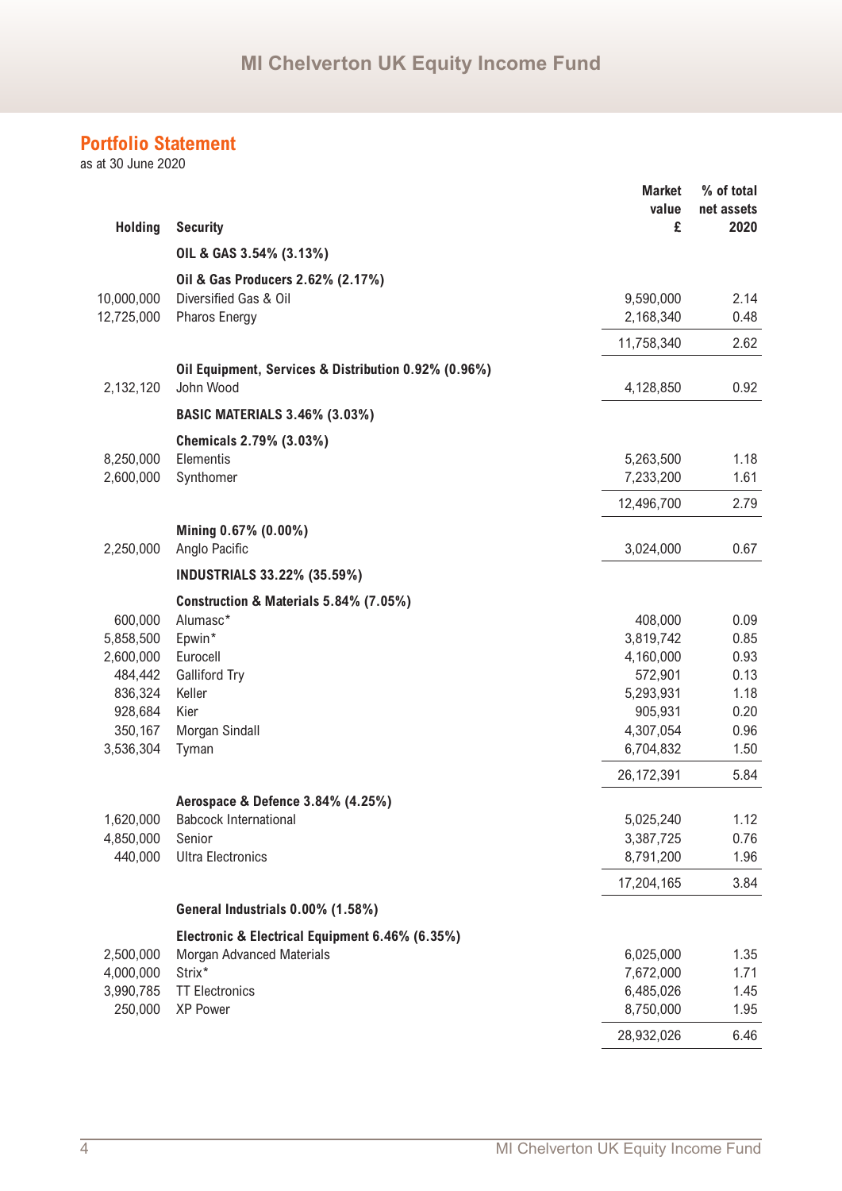## Portfolio Statement

as at 30 June 2020

| Holding | Security | Market value £ | % of total net assets 2020 |
|---|---|---|---|
| | **OIL & GAS 3.54% (3.13%)** | | |
| | **Oil & Gas Producers 2.62% (2.17%)** | | |
| 10,000,000 | Diversified Gas & Oil | 9,590,000 | 2.14 |
| 12,725,000 | Pharos Energy | 2,168,340 | 0.48 |
| | | 11,758,340 | 2.62 |
| | **Oil Equipment, Services & Distribution 0.92% (0.96%)** | | |
| 2,132,120 | John Wood | 4,128,850 | 0.92 |
| | **BASIC MATERIALS 3.46% (3.03%)** | | |
| | **Chemicals 2.79% (3.03%)** | | |
| 8,250,000 | Elementis | 5,263,500 | 1.18 |
| 2,600,000 | Synthomer | 7,233,200 | 1.61 |
| | | 12,496,700 | 2.79 |
| | **Mining 0.67% (0.00%)** | | |
| 2,250,000 | Anglo Pacific | 3,024,000 | 0.67 |
| | **INDUSTRIALS 33.22% (35.59%)** | | |
| | **Construction & Materials 5.84% (7.05%)** | | |
| 600,000 | Alumasc* | 408,000 | 0.09 |
| 5,858,500 | Epwin* | 3,819,742 | 0.85 |
| 2,600,000 | Eurocell | 4,160,000 | 0.93 |
| 484,442 | Galliford Try | 572,901 | 0.13 |
| 836,324 | Keller | 5,293,931 | 1.18 |
| 928,684 | Kier | 905,931 | 0.20 |
| 350,167 | Morgan Sindall | 4,307,054 | 0.96 |
| 3,536,304 | Tyman | 6,704,832 | 1.50 |
| | | 26,172,391 | 5.84 |
| | **Aerospace & Defence 3.84% (4.25%)** | | |
| 1,620,000 | Babcock International | 5,025,240 | 1.12 |
| 4,850,000 | Senior | 3,387,725 | 0.76 |
| 440,000 | Ultra Electronics | 8,791,200 | 1.96 |
| | | 17,204,165 | 3.84 |
| | **General Industrials 0.00% (1.58%)** | | |
| | **Electronic & Electrical Equipment 6.46% (6.35%)** | | |
| 2,500,000 | Morgan Advanced Materials | 6,025,000 | 1.35 |
| 4,000,000 | Strix* | 7,672,000 | 1.71 |
| 3,990,785 | TT Electronics | 6,485,026 | 1.45 |
| 250,000 | XP Power | 8,750,000 | 1.95 |
| | | 28,932,026 | 6.46 |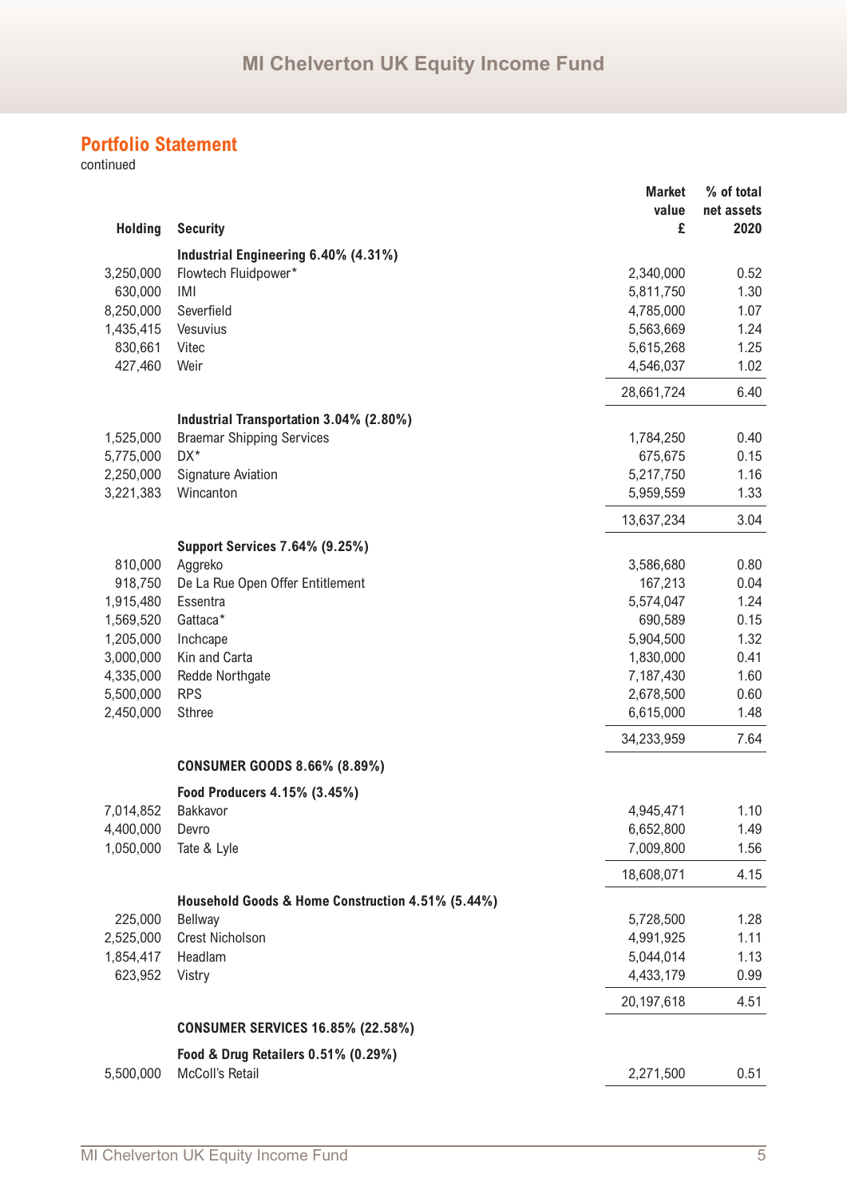## Portfolio Statement

continued

| Holding | Security | Market value £ | % of total net assets 2020 |
|---|---|---|---|
| | **Industrial Engineering 6.40% (4.31%)** | | |
| 3,250,000 | Flowtech Fluidpower* | 2,340,000 | 0.52 |
| 630,000 | IMI | 5,811,750 | 1.30 |
| 8,250,000 | Severfield | 4,785,000 | 1.07 |
| 1,435,415 | Vesuvius | 5,563,669 | 1.24 |
| 830,661 | Vitec | 5,615,268 | 1.25 |
| 427,460 | Weir | 4,546,037 | 1.02 |
| | | 28,661,724 | 6.40 |
| | **Industrial Transportation 3.04% (2.80%)** | | |
| 1,525,000 | Braemar Shipping Services | 1,784,250 | 0.40 |
| 5,775,000 | DX* | 675,675 | 0.15 |
| 2,250,000 | Signature Aviation | 5,217,750 | 1.16 |
| 3,221,383 | Wincanton | 5,959,559 | 1.33 |
| | | 13,637,234 | 3.04 |
| | **Support Services 7.64% (9.25%)** | | |
| 810,000 | Aggreko | 3,586,680 | 0.80 |
| 918,750 | De La Rue Open Offer Entitlement | 167,213 | 0.04 |
| 1,915,480 | Essentra | 5,574,047 | 1.24 |
| 1,569,520 | Gattaca* | 690,589 | 0.15 |
| 1,205,000 | Inchcape | 5,904,500 | 1.32 |
| 3,000,000 | Kin and Carta | 1,830,000 | 0.41 |
| 4,335,000 | Redde Northgate | 7,187,430 | 1.60 |
| 5,500,000 | RPS | 2,678,500 | 0.60 |
| 2,450,000 | Sthree | 6,615,000 | 1.48 |
| | | 34,233,959 | 7.64 |
| | **CONSUMER GOODS 8.66% (8.89%)** | | |
| | **Food Producers 4.15% (3.45%)** | | |
| 7,014,852 | Bakkavor | 4,945,471 | 1.10 |
| 4,400,000 | Devro | 6,652,800 | 1.49 |
| 1,050,000 | Tate & Lyle | 7,009,800 | 1.56 |
| | | 18,608,071 | 4.15 |
| | **Household Goods & Home Construction 4.51% (5.44%)** | | |
| 225,000 | Bellway | 5,728,500 | 1.28 |
| 2,525,000 | Crest Nicholson | 4,991,925 | 1.11 |
| 1,854,417 | Headlam | 5,044,014 | 1.13 |
| 623,952 | Vistry | 4,433,179 | 0.99 |
| | | 20,197,618 | 4.51 |
| | **CONSUMER SERVICES 16.85% (22.58%)** | | |
| | **Food & Drug Retailers 0.51% (0.29%)** | | |
| 5,500,000 | McColl's Retail | 2,271,500 | 0.51 |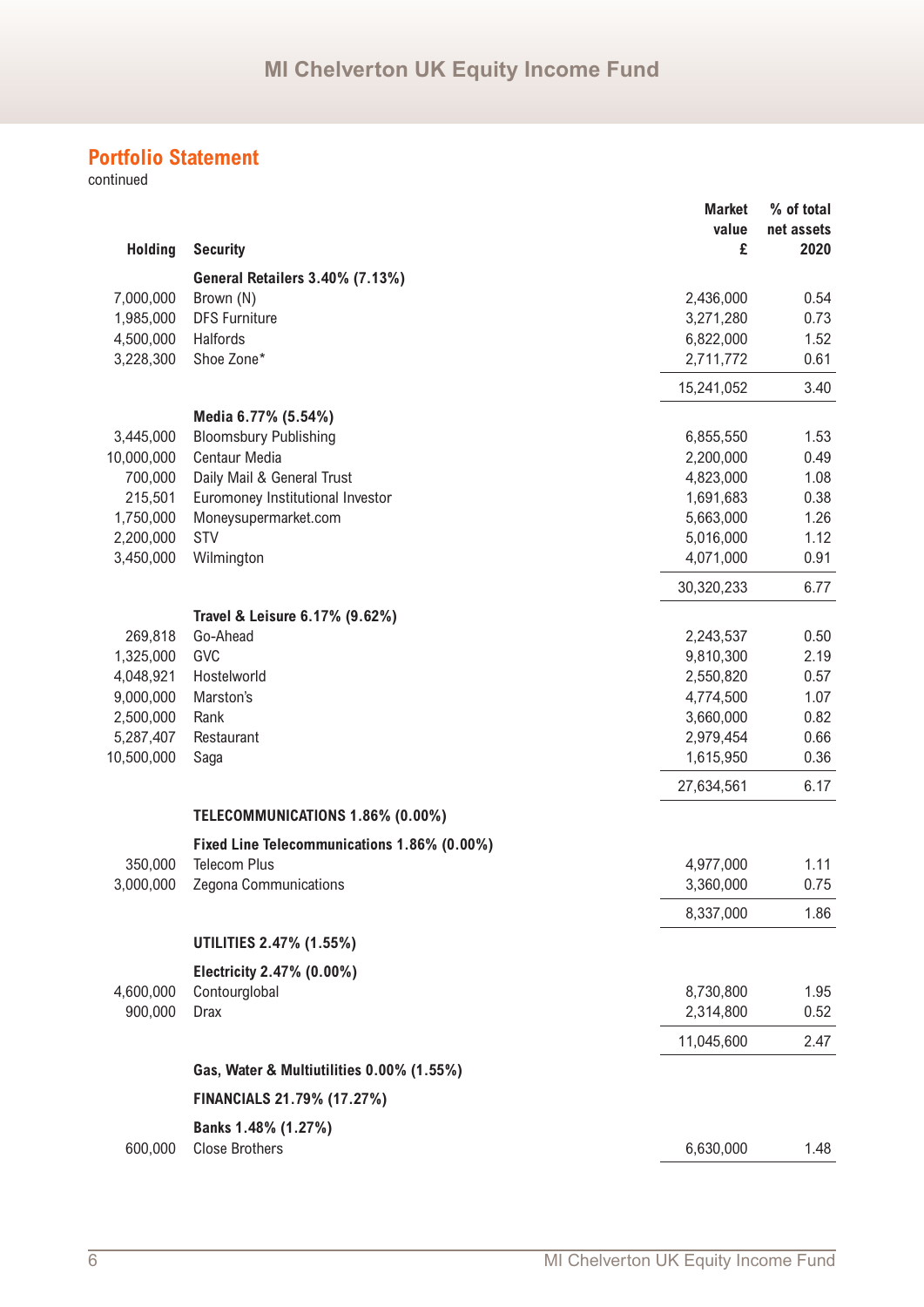## Portfolio Statement

continued

| Holding | Security | Market value £ | % of total net assets 2020 |
|---|---|---|---|
| | **General Retailers 3.40% (7.13%)** | | |
| 7,000,000 | Brown (N) | 2,436,000 | 0.54 |
| 1,985,000 | DFS Furniture | 3,271,280 | 0.73 |
| 4,500,000 | Halfords | 6,822,000 | 1.52 |
| 3,228,300 | Shoe Zone* | 2,711,772 | 0.61 |
| | | 15,241,052 | 3.40 |
| | **Media 6.77% (5.54%)** | | |
| 3,445,000 | Bloomsbury Publishing | 6,855,550 | 1.53 |
| 10,000,000 | Centaur Media | 2,200,000 | 0.49 |
| 700,000 | Daily Mail & General Trust | 4,823,000 | 1.08 |
| 215,501 | Euromoney Institutional Investor | 1,691,683 | 0.38 |
| 1,750,000 | Moneysupermarket.com | 5,663,000 | 1.26 |
| 2,200,000 | STV | 5,016,000 | 1.12 |
| 3,450,000 | Wilmington | 4,071,000 | 0.91 |
| | | 30,320,233 | 6.77 |
| | **Travel & Leisure 6.17% (9.62%)** | | |
| 269,818 | Go-Ahead | 2,243,537 | 0.50 |
| 1,325,000 | GVC | 9,810,300 | 2.19 |
| 4,048,921 | Hostelworld | 2,550,820 | 0.57 |
| 9,000,000 | Marston's | 4,774,500 | 1.07 |
| 2,500,000 | Rank | 3,660,000 | 0.82 |
| 5,287,407 | Restaurant | 2,979,454 | 0.66 |
| 10,500,000 | Saga | 1,615,950 | 0.36 |
| | | 27,634,561 | 6.17 |
| | **TELECOMMUNICATIONS 1.86% (0.00%)** | | |
| | **Fixed Line Telecommunications 1.86% (0.00%)** | | |
| 350,000 | Telecom Plus | 4,977,000 | 1.11 |
| 3,000,000 | Zegona Communications | 3,360,000 | 0.75 |
| | | 8,337,000 | 1.86 |
| | **UTILITIES 2.47% (1.55%)** | | |
| | **Electricity 2.47% (0.00%)** | | |
| 4,600,000 | Contourglobal | 8,730,800 | 1.95 |
| 900,000 | Drax | 2,314,800 | 0.52 |
| | | 11,045,600 | 2.47 |
| | **Gas, Water & Multiutilities 0.00% (1.55%)** | | |
| | **FINANCIALS 21.79% (17.27%)** | | |
| | **Banks 1.48% (1.27%)** | | |
| 600,000 | Close Brothers | 6,630,000 | 1.48 |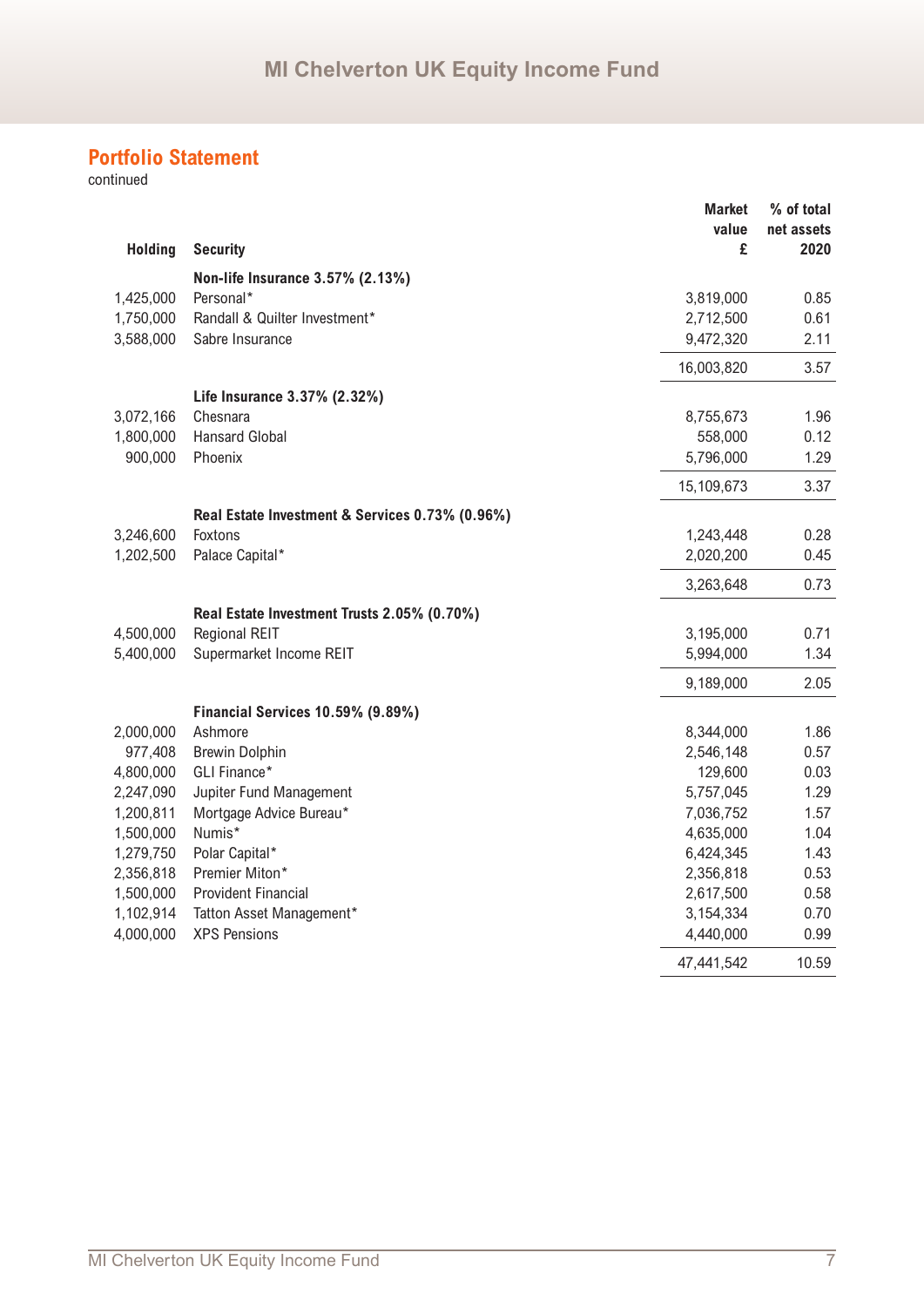## Portfolio Statement

continued

| Holding | Security | Market value £ | % of total net assets 2020 |
|---|---|---|---|
| | **Non-life Insurance 3.57% (2.13%)** | | |
| 1,425,000 | Personal* | 3,819,000 | 0.85 |
| 1,750,000 | Randall & Quilter Investment* | 2,712,500 | 0.61 |
| 3,588,000 | Sabre Insurance | 9,472,320 | 2.11 |
| | | 16,003,820 | 3.57 |
| | **Life Insurance 3.37% (2.32%)** | | |
| 3,072,166 | Chesnara | 8,755,673 | 1.96 |
| 1,800,000 | Hansard Global | 558,000 | 0.12 |
| 900,000 | Phoenix | 5,796,000 | 1.29 |
| | | 15,109,673 | 3.37 |
| | **Real Estate Investment & Services 0.73% (0.96%)** | | |
| 3,246,600 | Foxtons | 1,243,448 | 0.28 |
| 1,202,500 | Palace Capital* | 2,020,200 | 0.45 |
| | | 3,263,648 | 0.73 |
| | **Real Estate Investment Trusts 2.05% (0.70%)** | | |
| 4,500,000 | Regional REIT | 3,195,000 | 0.71 |
| 5,400,000 | Supermarket Income REIT | 5,994,000 | 1.34 |
| | | 9,189,000 | 2.05 |
| | **Financial Services 10.59% (9.89%)** | | |
| 2,000,000 | Ashmore | 8,344,000 | 1.86 |
| 977,408 | Brewin Dolphin | 2,546,148 | 0.57 |
| 4,800,000 | GLI Finance* | 129,600 | 0.03 |
| 2,247,090 | Jupiter Fund Management | 5,757,045 | 1.29 |
| 1,200,811 | Mortgage Advice Bureau* | 7,036,752 | 1.57 |
| 1,500,000 | Numis* | 4,635,000 | 1.04 |
| 1,279,750 | Polar Capital* | 6,424,345 | 1.43 |
| 2,356,818 | Premier Miton* | 2,356,818 | 0.53 |
| 1,500,000 | Provident Financial | 2,617,500 | 0.58 |
| 1,102,914 | Tatton Asset Management* | 3,154,334 | 0.70 |
| 4,000,000 | XPS Pensions | 4,440,000 | 0.99 |
| | | 47,441,542 | 10.59 |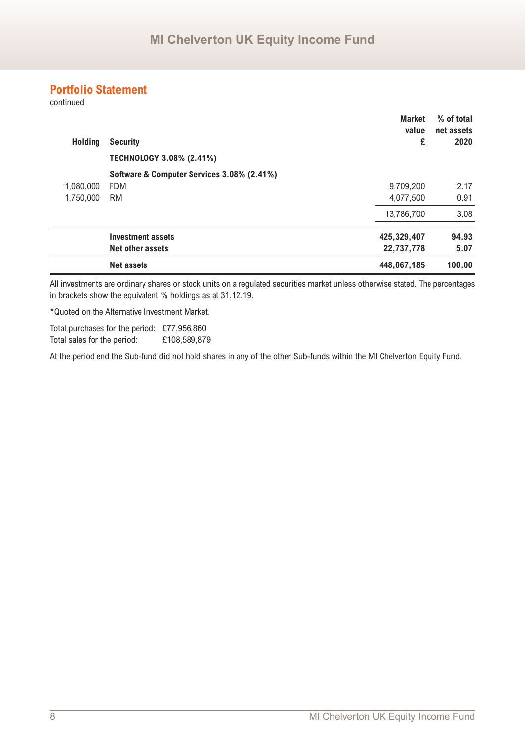## Portfolio Statement

continued

| Holding | Security | Market value £ | % of total net assets 2020 |
|---|---|---|---|
| | **TECHNOLOGY 3.08% (2.41%)** | | |
| | **Software & Computer Services 3.08% (2.41%)** | | |
| 1,080,000 | FDM | 9,709,200 | 2.17 |
| 1,750,000 | RM | 4,077,500 | 0.91 |
| | | 13,786,700 | 3.08 |
| | **Investment assets** | **425,329,407** | **94.93** |
| | **Net other assets** | **22,737,778** | **5.07** |
| | **Net assets** | **448,067,185** | **100.00** |

All investments are ordinary shares or stock units on a regulated securities market unless otherwise stated. The percentages in brackets show the equivalent % holdings as at 31.12.19.

*Quoted on the Alternative Investment Market.

Total purchases for the period: £77,956,860
Total sales for the period: £108,589,879

At the period end the Sub-fund did not hold shares in any of the other Sub-funds within the MI Chelverton Equity Fund.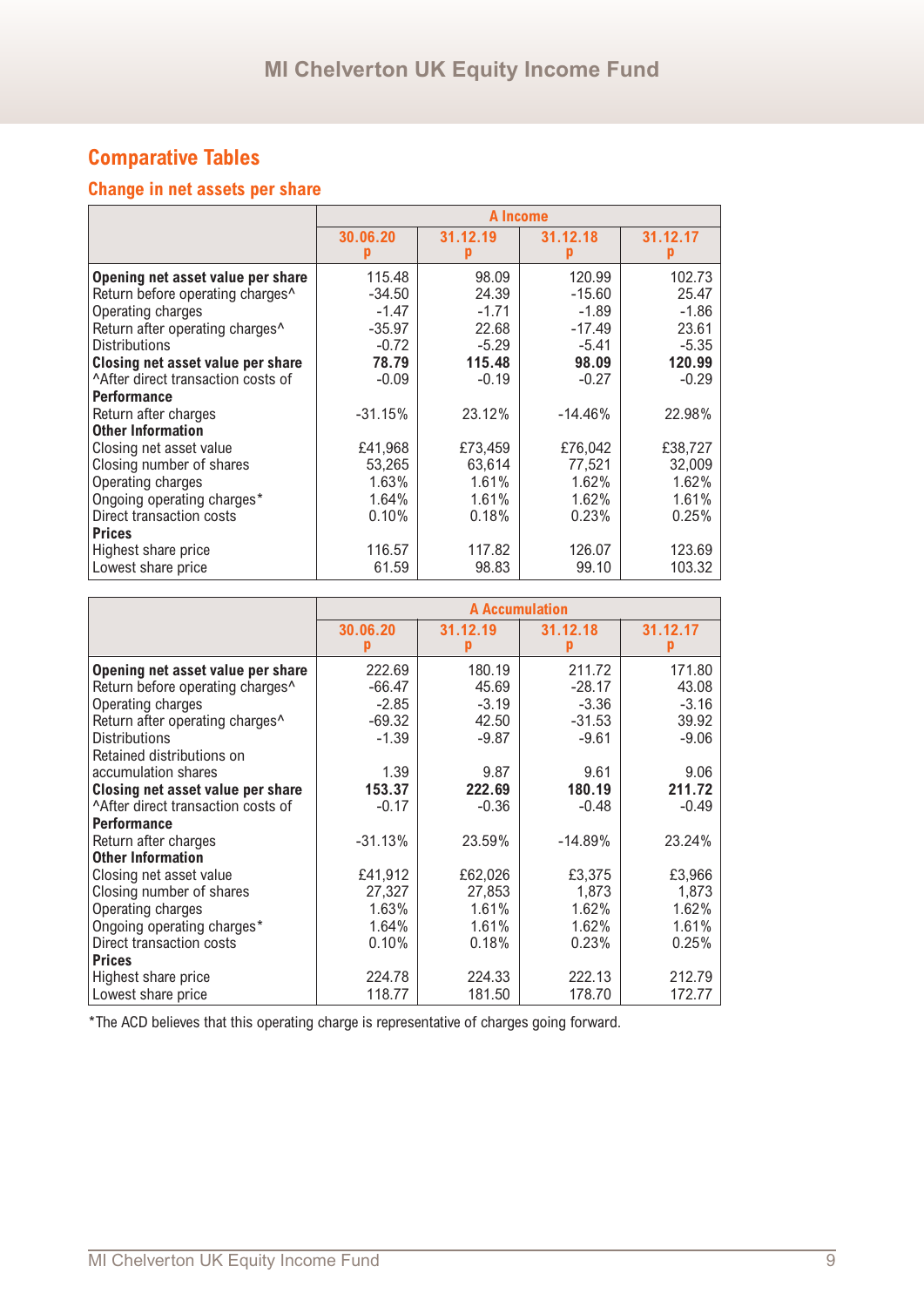## Comparative Tables

### Change in net assets per share

| | A Income | | | |
|---|---|---|---|---|
| | 30.06.20 p | 31.12.19 p | 31.12.18 p | 31.12.17 p |
| **Opening net asset value per share** | 115.48 | 98.09 | 120.99 | 102.73 |
| Return before operating charges^ | -34.50 | 24.39 | -15.60 | 25.47 |
| Operating charges | -1.47 | -1.71 | -1.89 | -1.86 |
| Return after operating charges^ | -35.97 | 22.68 | -17.49 | 23.61 |
| Distributions | -0.72 | -5.29 | -5.41 | -5.35 |
| **Closing net asset value per share** | **78.79** | **115.48** | **98.09** | **120.99** |
| ^After direct transaction costs of | -0.09 | -0.19 | -0.27 | -0.29 |
| **Performance** | | | | |
| Return after charges | -31.15% | 23.12% | -14.46% | 22.98% |
| **Other Information** | | | | |
| Closing net asset value | £41,968 | £73,459 | £76,042 | £38,727 |
| Closing number of shares | 53,265 | 63,614 | 77,521 | 32,009 |
| Operating charges | 1.63% | 1.61% | 1.62% | 1.62% |
| Ongoing operating charges* | 1.64% | 1.61% | 1.62% | 1.61% |
| Direct transaction costs | 0.10% | 0.18% | 0.23% | 0.25% |
| **Prices** | | | | |
| Highest share price | 116.57 | 117.82 | 126.07 | 123.69 |
| Lowest share price | 61.59 | 98.83 | 99.10 | 103.32 |

| | A Accumulation | | | |
|---|---|---|---|---|
| | 30.06.20 p | 31.12.19 p | 31.12.18 p | 31.12.17 p |
| **Opening net asset value per share** | 222.69 | 180.19 | 211.72 | 171.80 |
| Return before operating charges^ | -66.47 | 45.69 | -28.17 | 43.08 |
| Operating charges | -2.85 | -3.19 | -3.36 | -3.16 |
| Return after operating charges^ | -69.32 | 42.50 | -31.53 | 39.92 |
| Distributions | -1.39 | -9.87 | -9.61 | -9.06 |
| Retained distributions on accumulation shares | 1.39 | 9.87 | 9.61 | 9.06 |
| **Closing net asset value per share** | **153.37** | **222.69** | **180.19** | **211.72** |
| ^After direct transaction costs of | -0.17 | -0.36 | -0.48 | -0.49 |
| **Performance** | | | | |
| Return after charges | -31.13% | 23.59% | -14.89% | 23.24% |
| **Other Information** | | | | |
| Closing net asset value | £41,912 | £62,026 | £3,375 | £3,966 |
| Closing number of shares | 27,327 | 27,853 | 1,873 | 1,873 |
| Operating charges | 1.63% | 1.61% | 1.62% | 1.62% |
| Ongoing operating charges* | 1.64% | 1.61% | 1.62% | 1.61% |
| Direct transaction costs | 0.10% | 0.18% | 0.23% | 0.25% |
| **Prices** | | | | |
| Highest share price | 224.78 | 224.33 | 222.13 | 212.79 |
| Lowest share price | 118.77 | 181.50 | 178.70 | 172.77 |

*The ACD believes that this operating charge is representative of charges going forward.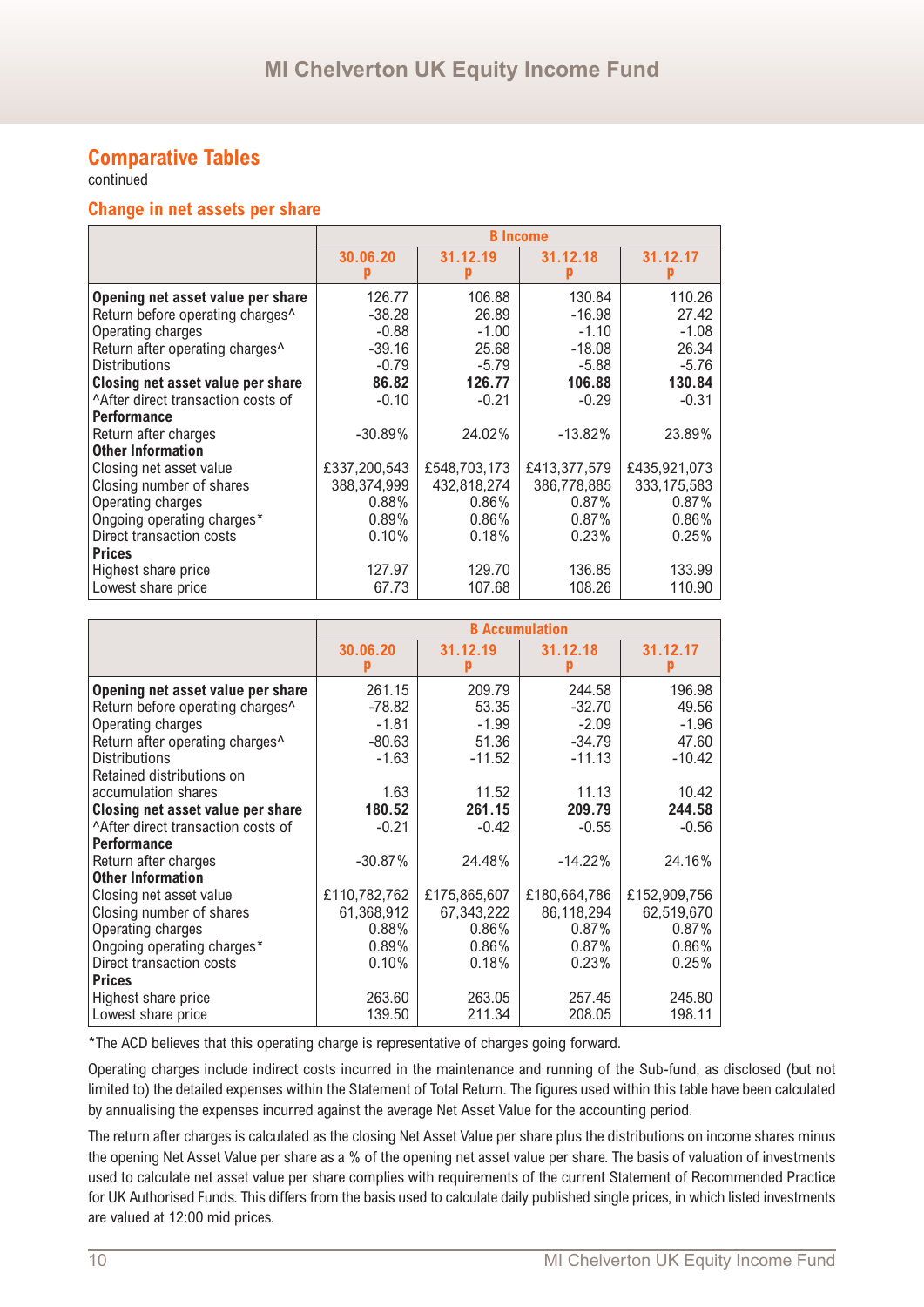## Comparative Tables

continued

### Change in net assets per share

| | B Income | | | |
|---|---|---|---|---|
| | 30.06.20 p | 31.12.19 p | 31.12.18 p | 31.12.17 p |
| **Opening net asset value per share** | 126.77 | 106.88 | 130.84 | 110.26 |
| Return before operating charges^ | -38.28 | 26.89 | -16.98 | 27.42 |
| Operating charges | -0.88 | -1.00 | -1.10 | -1.08 |
| Return after operating charges^ | -39.16 | 25.68 | -18.08 | 26.34 |
| Distributions | -0.79 | -5.79 | -5.88 | -5.76 |
| **Closing net asset value per share** | **86.82** | **126.77** | **106.88** | **130.84** |
| ^After direct transaction costs of | -0.10 | -0.21 | -0.29 | -0.31 |
| **Performance** | | | | |
| Return after charges | -30.89% | 24.02% | -13.82% | 23.89% |
| **Other Information** | | | | |
| Closing net asset value | £337,200,543 | £548,703,173 | £413,377,579 | £435,921,073 |
| Closing number of shares | 388,374,999 | 432,818,274 | 386,778,885 | 333,175,583 |
| Operating charges | 0.88% | 0.86% | 0.87% | 0.87% |
| Ongoing operating charges* | 0.89% | 0.86% | 0.87% | 0.86% |
| Direct transaction costs | 0.10% | 0.18% | 0.23% | 0.25% |
| **Prices** | | | | |
| Highest share price | 127.97 | 129.70 | 136.85 | 133.99 |
| Lowest share price | 67.73 | 107.68 | 108.26 | 110.90 |

| | B Accumulation | | | |
|---|---|---|---|---|
| | 30.06.20 p | 31.12.19 p | 31.12.18 p | 31.12.17 p |
| **Opening net asset value per share** | 261.15 | 209.79 | 244.58 | 196.98 |
| Return before operating charges^ | -78.82 | 53.35 | -32.70 | 49.56 |
| Operating charges | -1.81 | -1.99 | -2.09 | -1.96 |
| Return after operating charges^ | -80.63 | 51.36 | -34.79 | 47.60 |
| Distributions | -1.63 | -11.52 | -11.13 | -10.42 |
| Retained distributions on accumulation shares | 1.63 | 11.52 | 11.13 | 10.42 |
| **Closing net asset value per share** | **180.52** | **261.15** | **209.79** | **244.58** |
| ^After direct transaction costs of | -0.21 | -0.42 | -0.55 | -0.56 |
| **Performance** | | | | |
| Return after charges | -30.87% | 24.48% | -14.22% | 24.16% |
| **Other Information** | | | | |
| Closing net asset value | £110,782,762 | £175,865,607 | £180,664,786 | £152,909,756 |
| Closing number of shares | 61,368,912 | 67,343,222 | 86,118,294 | 62,519,670 |
| Operating charges | 0.88% | 0.86% | 0.87% | 0.87% |
| Ongoing operating charges* | 0.89% | 0.86% | 0.87% | 0.86% |
| Direct transaction costs | 0.10% | 0.18% | 0.23% | 0.25% |
| **Prices** | | | | |
| Highest share price | 263.60 | 263.05 | 257.45 | 245.80 |
| Lowest share price | 139.50 | 211.34 | 208.05 | 198.11 |

*The ACD believes that this operating charge is representative of charges going forward.

Operating charges include indirect costs incurred in the maintenance and running of the Sub-fund, as disclosed (but not limited to) the detailed expenses within the Statement of Total Return. The figures used within this table have been calculated by annualising the expenses incurred against the average Net Asset Value for the accounting period.

The return after charges is calculated as the closing Net Asset Value per share plus the distributions on income shares minus the opening Net Asset Value per share as a % of the opening net asset value per share. The basis of valuation of investments used to calculate net asset value per share complies with requirements of the current Statement of Recommended Practice for UK Authorised Funds. This differs from the basis used to calculate daily published single prices, in which listed investments are valued at 12:00 mid prices.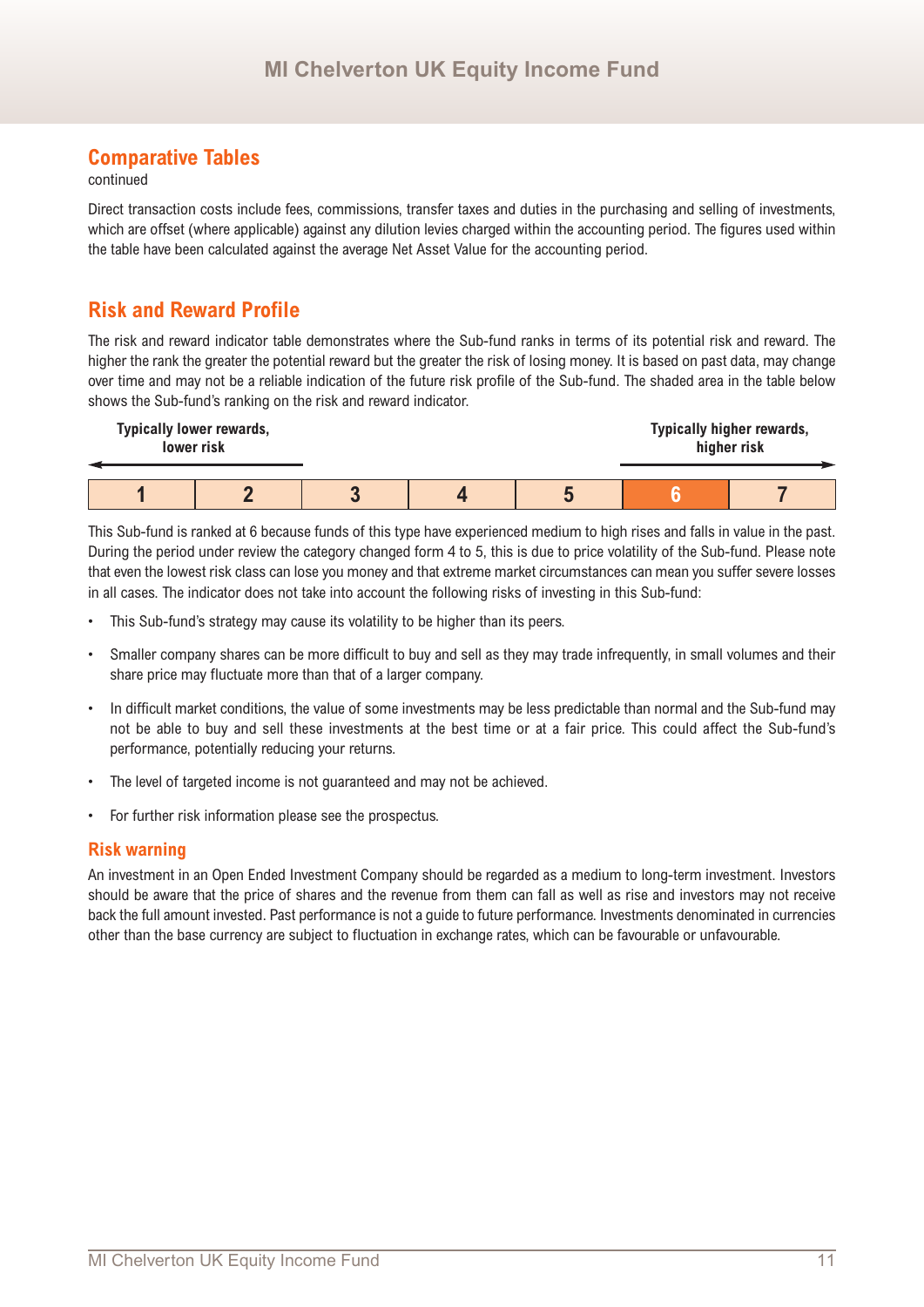## Comparative Tables

continued

Direct transaction costs include fees, commissions, transfer taxes and duties in the purchasing and selling of investments, which are offset (where applicable) against any dilution levies charged within the accounting period. The figures used within the table have been calculated against the average Net Asset Value for the accounting period.

## Risk and Reward Profile

The risk and reward indicator table demonstrates where the Sub-fund ranks in terms of its potential risk and reward. The higher the rank the greater the potential reward but the greater the risk of losing money. It is based on past data, may change over time and may not be a reliable indication of the future risk profile of the Sub-fund. The shaded area in the table below shows the Sub-fund's ranking on the risk and reward indicator.

| **Typically lower rewards, lower risk** | | | | | **Typically higher rewards, higher risk** | |
|---|---|---|---|---|---|---|
| 1 | 2 | 3 | 4 | 5 | **6** | 7 |

This Sub-fund is ranked at 6 because funds of this type have experienced medium to high rises and falls in value in the past. During the period under review the category changed form 4 to 5, this is due to price volatility of the Sub-fund. Please note that even the lowest risk class can lose you money and that extreme market circumstances can mean you suffer severe losses in all cases. The indicator does not take into account the following risks of investing in this Sub-fund:

- This Sub-fund's strategy may cause its volatility to be higher than its peers.
- Smaller company shares can be more difficult to buy and sell as they may trade infrequently, in small volumes and their share price may fluctuate more than that of a larger company.
- In difficult market conditions, the value of some investments may be less predictable than normal and the Sub-fund may not be able to buy and sell these investments at the best time or at a fair price. This could affect the Sub-fund's performance, potentially reducing your returns.
- The level of targeted income is not guaranteed and may not be achieved.
- For further risk information please see the prospectus.

### Risk warning

An investment in an Open Ended Investment Company should be regarded as a medium to long-term investment. Investors should be aware that the price of shares and the revenue from them can fall as well as rise and investors may not receive back the full amount invested. Past performance is not a guide to future performance. Investments denominated in currencies other than the base currency are subject to fluctuation in exchange rates, which can be favourable or unfavourable.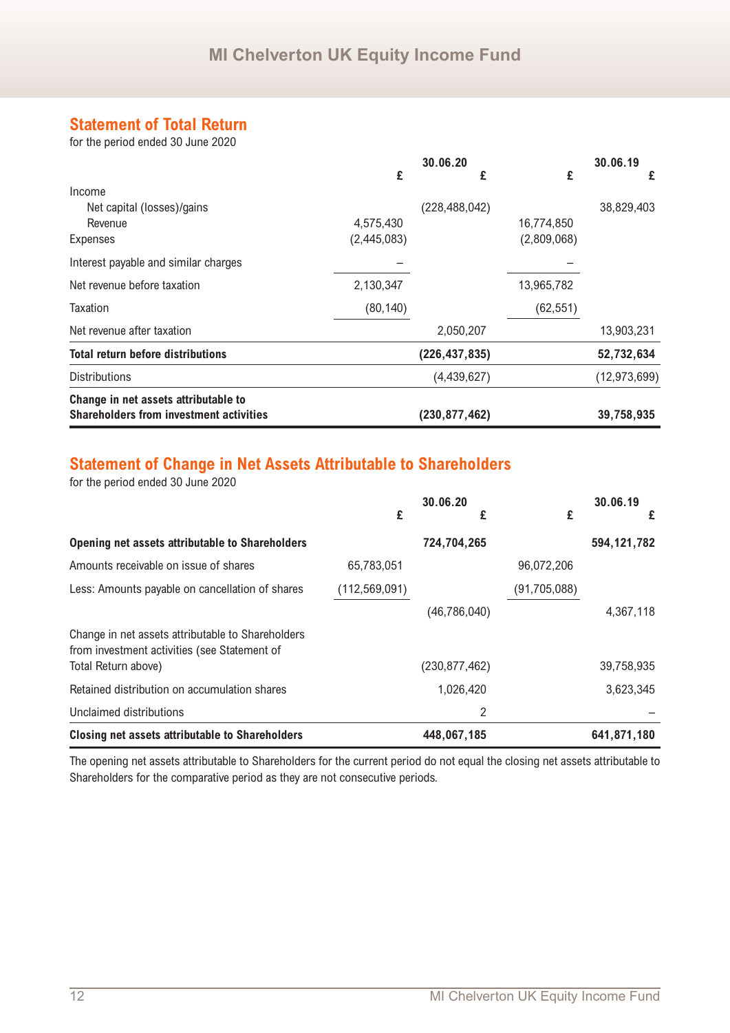## Statement of Total Return

for the period ended 30 June 2020

| | 30.06.20 £ | 30.06.20 £ | 30.06.19 £ | 30.06.19 £ |
|---|---|---|---|---|
| Income | | | | |
| Net capital (losses)/gains | | (228,488,042) | | 38,829,403 |
| Revenue | 4,575,430 | | 16,774,850 | |
| Expenses | (2,445,083) | | (2,809,068) | |
| Interest payable and similar charges | – | | – | |
| Net revenue before taxation | 2,130,347 | | 13,965,782 | |
| Taxation | (80,140) | | (62,551) | |
| Net revenue after taxation | | 2,050,207 | | 13,903,231 |
| **Total return before distributions** | | **(226,437,835)** | | **52,732,634** |
| Distributions | | (4,439,627) | | (12,973,699) |
| **Change in net assets attributable to Shareholders from investment activities** | | **(230,877,462)** | | **39,758,935** |

## Statement of Change in Net Assets Attributable to Shareholders

for the period ended 30 June 2020

| | 30.06.20 £ | 30.06.20 £ | 30.06.19 £ | 30.06.19 £ |
|---|---|---|---|---|
| **Opening net assets attributable to Shareholders** | | **724,704,265** | | **594,121,782** |
| Amounts receivable on issue of shares | 65,783,051 | | 96,072,206 | |
| Less: Amounts payable on cancellation of shares | (112,569,091) | | (91,705,088) | |
| | | (46,786,040) | | 4,367,118 |
| Change in net assets attributable to Shareholders from investment activities (see Statement of Total Return above) | | (230,877,462) | | 39,758,935 |
| Retained distribution on accumulation shares | | 1,026,420 | | 3,623,345 |
| Unclaimed distributions | | 2 | | – |
| **Closing net assets attributable to Shareholders** | | **448,067,185** | | **641,871,180** |

The opening net assets attributable to Shareholders for the current period do not equal the closing net assets attributable to Shareholders for the comparative period as they are not consecutive periods.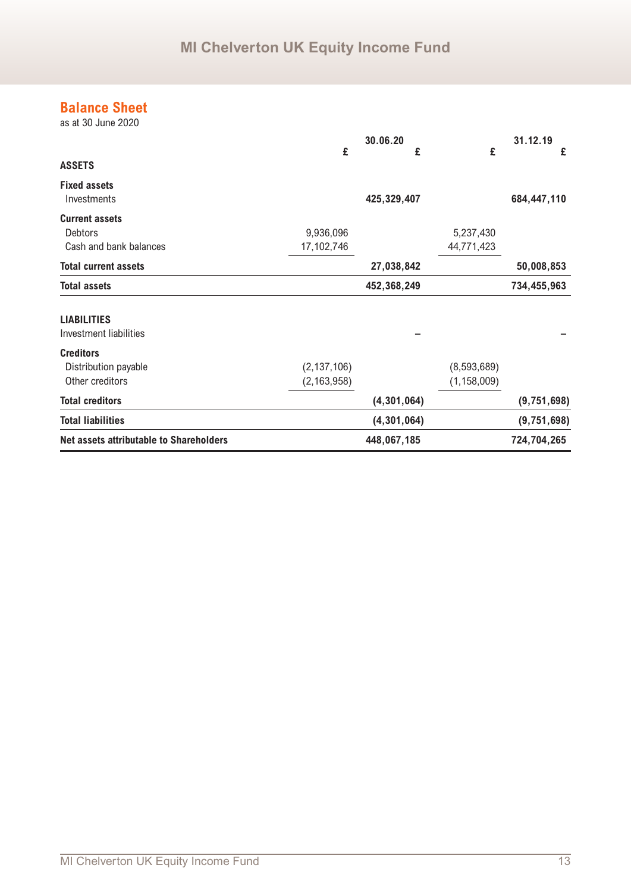## Balance Sheet

as at 30 June 2020

| | 30.06.20 | | 31.12.19 | |
|---|---|---|---|---|
| | £ | £ | £ | £ |
| **ASSETS** | | | | |
| **Fixed assets** | | | | |
| Investments | | **425,329,407** | | **684,447,110** |
| **Current assets** | | | | |
| Debtors | 9,936,096 | | 5,237,430 | |
| Cash and bank balances | 17,102,746 | | 44,771,423 | |
| **Total current assets** | | **27,038,842** | | **50,008,853** |
| **Total assets** | | **452,368,249** | | **734,455,963** |
| **LIABILITIES** | | | | |
| Investment liabilities | | – | | – |
| **Creditors** | | | | |
| Distribution payable | (2,137,106) | | (8,593,689) | |
| Other creditors | (2,163,958) | | (1,158,009) | |
| **Total creditors** | | **(4,301,064)** | | **(9,751,698)** |
| **Total liabilities** | | **(4,301,064)** | | **(9,751,698)** |
| **Net assets attributable to Shareholders** | | **448,067,185** | | **724,704,265** |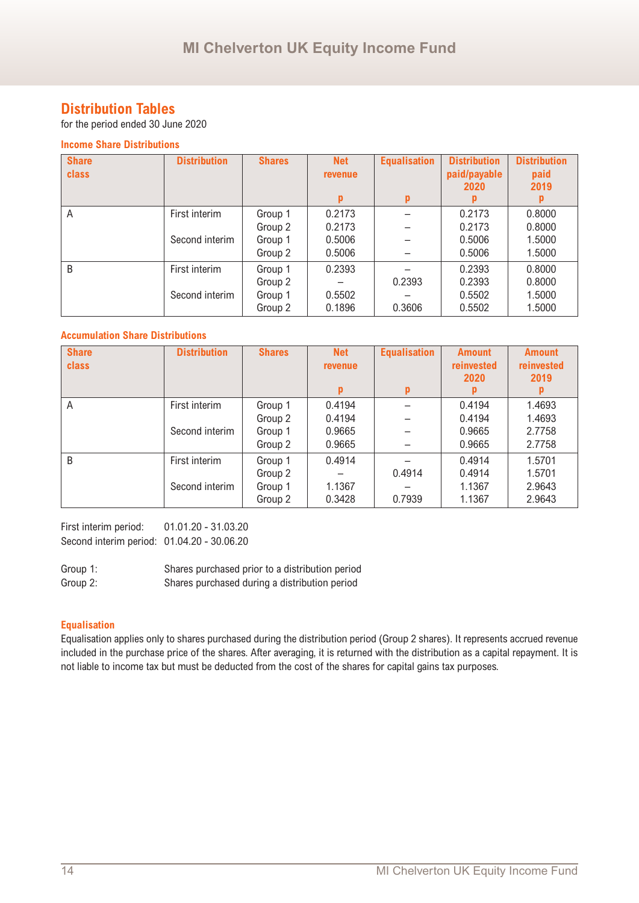## Distribution Tables

for the period ended 30 June 2020

### Income Share Distributions

| Share class | Distribution | Shares | Net revenue<br>p | Equalisation<br>p | Distribution paid/payable 2020<br>p | Distribution paid 2019<br>p |
|---|---|---|---|---|---|---|
| A | First interim | Group 1 | 0.2173 | – | 0.2173 | 0.8000 |
| | | Group 2 | 0.2173 | – | 0.2173 | 0.8000 |
| | Second interim | Group 1 | 0.5006 | – | 0.5006 | 1.5000 |
| | | Group 2 | 0.5006 | – | 0.5006 | 1.5000 |
| B | First interim | Group 1 | 0.2393 | – | 0.2393 | 0.8000 |
| | | Group 2 | – | 0.2393 | 0.2393 | 0.8000 |
| | Second interim | Group 1 | 0.5502 | – | 0.5502 | 1.5000 |
| | | Group 2 | 0.1896 | 0.3606 | 0.5502 | 1.5000 |

### Accumulation Share Distributions

| Share class | Distribution | Shares | Net revenue<br>p | Equalisation<br>p | Amount reinvested 2020<br>p | Amount reinvested 2019<br>p |
|---|---|---|---|---|---|---|
| A | First interim | Group 1 | 0.4194 | – | 0.4194 | 1.4693 |
| | | Group 2 | 0.4194 | – | 0.4194 | 1.4693 |
| | Second interim | Group 1 | 0.9665 | – | 0.9665 | 2.7758 |
| | | Group 2 | 0.9665 | – | 0.9665 | 2.7758 |
| B | First interim | Group 1 | 0.4914 | – | 0.4914 | 1.5701 |
| | | Group 2 | – | 0.4914 | 0.4914 | 1.5701 |
| | Second interim | Group 1 | 1.1367 | – | 1.1367 | 2.9643 |
| | | Group 2 | 0.3428 | 0.7939 | 1.1367 | 2.9643 |

First interim period: 01.01.20 - 31.03.20
Second interim period: 01.04.20 - 30.06.20

Group 1: Shares purchased prior to a distribution period
Group 2: Shares purchased during a distribution period

### Equalisation

Equalisation applies only to shares purchased during the distribution period (Group 2 shares). It represents accrued revenue included in the purchase price of the shares. After averaging, it is returned with the distribution as a capital repayment. It is not liable to income tax but must be deducted from the cost of the shares for capital gains tax purposes.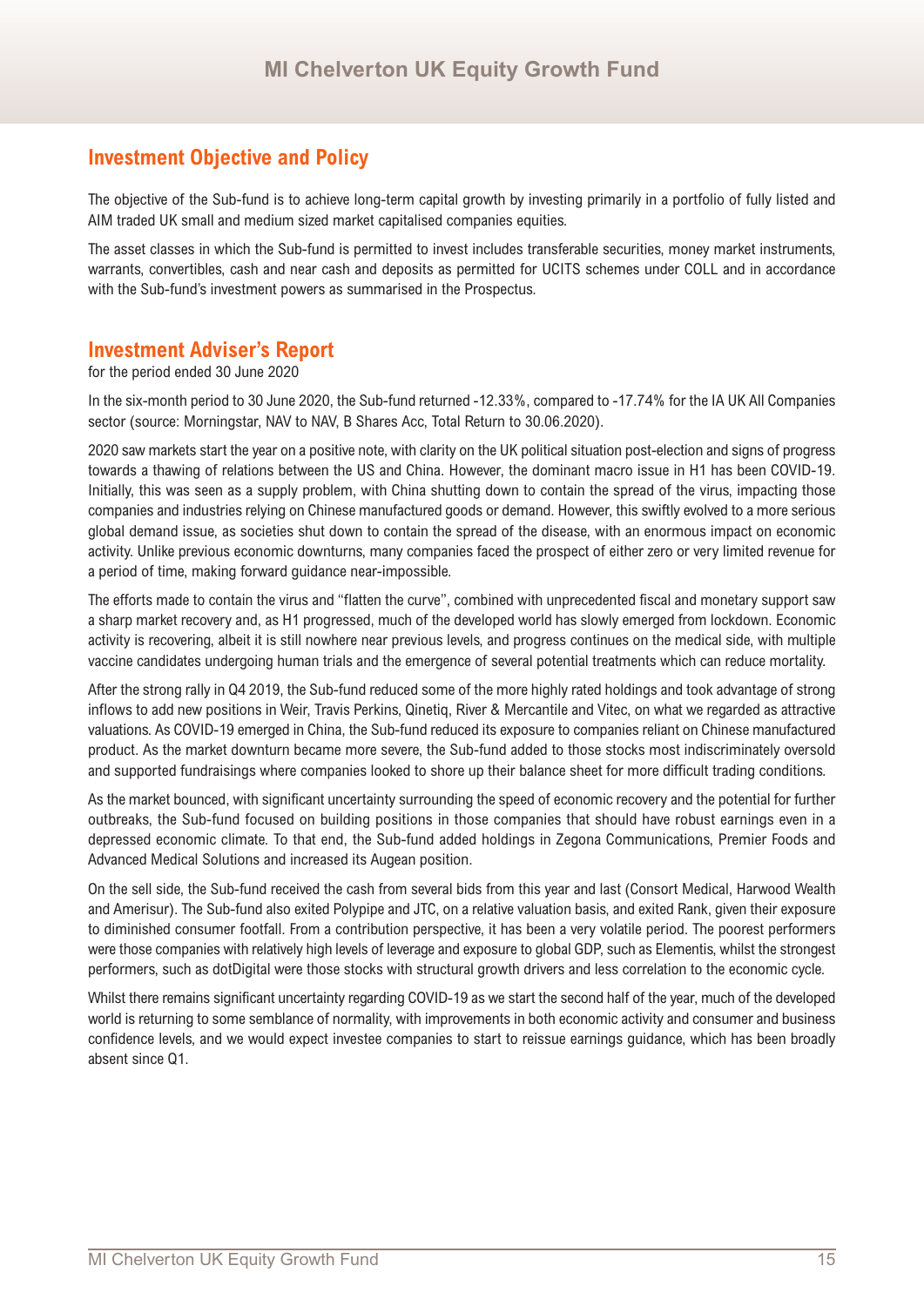# MI Chelverton UK Equity Growth Fund

## Investment Objective and Policy

The objective of the Sub-fund is to achieve long-term capital growth by investing primarily in a portfolio of fully listed and AIM traded UK small and medium sized market capitalised companies equities.

The asset classes in which the Sub-fund is permitted to invest includes transferable securities, money market instruments, warrants, convertibles, cash and near cash and deposits as permitted for UCITS schemes under COLL and in accordance with the Sub-fund's investment powers as summarised in the Prospectus.

## Investment Adviser's Report

for the period ended 30 June 2020

In the six-month period to 30 June 2020, the Sub-fund returned -12.33%, compared to -17.74% for the IA UK All Companies sector (source: Morningstar, NAV to NAV, B Shares Acc, Total Return to 30.06.2020).

2020 saw markets start the year on a positive note, with clarity on the UK political situation post-election and signs of progress towards a thawing of relations between the US and China. However, the dominant macro issue in H1 has been COVID-19. Initially, this was seen as a supply problem, with China shutting down to contain the spread of the virus, impacting those companies and industries relying on Chinese manufactured goods or demand. However, this swiftly evolved to a more serious global demand issue, as societies shut down to contain the spread of the disease, with an enormous impact on economic activity. Unlike previous economic downturns, many companies faced the prospect of either zero or very limited revenue for a period of time, making forward guidance near-impossible.

The efforts made to contain the virus and "flatten the curve", combined with unprecedented fiscal and monetary support saw a sharp market recovery and, as H1 progressed, much of the developed world has slowly emerged from lockdown. Economic activity is recovering, albeit it is still nowhere near previous levels, and progress continues on the medical side, with multiple vaccine candidates undergoing human trials and the emergence of several potential treatments which can reduce mortality.

After the strong rally in Q4 2019, the Sub-fund reduced some of the more highly rated holdings and took advantage of strong inflows to add new positions in Weir, Travis Perkins, Qinetiq, River & Mercantile and Vitec, on what we regarded as attractive valuations. As COVID-19 emerged in China, the Sub-fund reduced its exposure to companies reliant on Chinese manufactured product. As the market downturn became more severe, the Sub-fund added to those stocks most indiscriminately oversold and supported fundraisings where companies looked to shore up their balance sheet for more difficult trading conditions.

As the market bounced, with significant uncertainty surrounding the speed of economic recovery and the potential for further outbreaks, the Sub-fund focused on building positions in those companies that should have robust earnings even in a depressed economic climate. To that end, the Sub-fund added holdings in Zegona Communications, Premier Foods and Advanced Medical Solutions and increased its Augean position.

On the sell side, the Sub-fund received the cash from several bids from this year and last (Consort Medical, Harwood Wealth and Amerisur). The Sub-fund also exited Polypipe and JTC, on a relative valuation basis, and exited Rank, given their exposure to diminished consumer footfall. From a contribution perspective, it has been a very volatile period. The poorest performers were those companies with relatively high levels of leverage and exposure to global GDP, such as Elementis, whilst the strongest performers, such as dotDigital were those stocks with structural growth drivers and less correlation to the economic cycle.

Whilst there remains significant uncertainty regarding COVID-19 as we start the second half of the year, much of the developed world is returning to some semblance of normality, with improvements in both economic activity and consumer and business confidence levels, and we would expect investee companies to start to reissue earnings guidance, which has been broadly absent since Q1.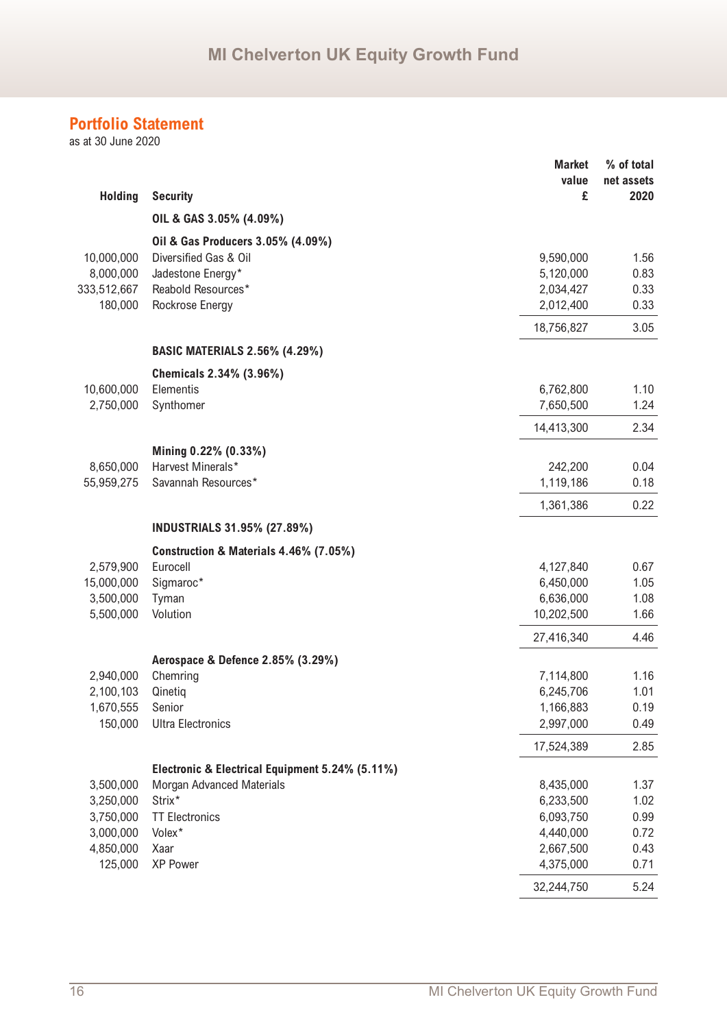## Portfolio Statement

as at 30 June 2020

| Holding | Security | Market value £ | % of total net assets 2020 |
|---|---|---|---|
| | **OIL & GAS 3.05% (4.09%)** | | |
| | **Oil & Gas Producers 3.05% (4.09%)** | | |
| 10,000,000 | Diversified Gas & Oil | 9,590,000 | 1.56 |
| 8,000,000 | Jadestone Energy* | 5,120,000 | 0.83 |
| 333,512,667 | Reabold Resources* | 2,034,427 | 0.33 |
| 180,000 | Rockrose Energy | 2,012,400 | 0.33 |
| | | 18,756,827 | 3.05 |
| | **BASIC MATERIALS 2.56% (4.29%)** | | |
| | **Chemicals 2.34% (3.96%)** | | |
| 10,600,000 | Elementis | 6,762,800 | 1.10 |
| 2,750,000 | Synthomer | 7,650,500 | 1.24 |
| | | 14,413,300 | 2.34 |
| | **Mining 0.22% (0.33%)** | | |
| 8,650,000 | Harvest Minerals* | 242,200 | 0.04 |
| 55,959,275 | Savannah Resources* | 1,119,186 | 0.18 |
| | | 1,361,386 | 0.22 |
| | **INDUSTRIALS 31.95% (27.89%)** | | |
| | **Construction & Materials 4.46% (7.05%)** | | |
| 2,579,900 | Eurocell | 4,127,840 | 0.67 |
| 15,000,000 | Sigmaroc* | 6,450,000 | 1.05 |
| 3,500,000 | Tyman | 6,636,000 | 1.08 |
| 5,500,000 | Volution | 10,202,500 | 1.66 |
| | | 27,416,340 | 4.46 |
| | **Aerospace & Defence 2.85% (3.29%)** | | |
| 2,940,000 | Chemring | 7,114,800 | 1.16 |
| 2,100,103 | Qinetiq | 6,245,706 | 1.01 |
| 1,670,555 | Senior | 1,166,883 | 0.19 |
| 150,000 | Ultra Electronics | 2,997,000 | 0.49 |
| | | 17,524,389 | 2.85 |
| | **Electronic & Electrical Equipment 5.24% (5.11%)** | | |
| 3,500,000 | Morgan Advanced Materials | 8,435,000 | 1.37 |
| 3,250,000 | Strix* | 6,233,500 | 1.02 |
| 3,750,000 | TT Electronics | 6,093,750 | 0.99 |
| 3,000,000 | Volex* | 4,440,000 | 0.72 |
| 4,850,000 | Xaar | 2,667,500 | 0.43 |
| 125,000 | XP Power | 4,375,000 | 0.71 |
| | | 32,244,750 | 5.24 |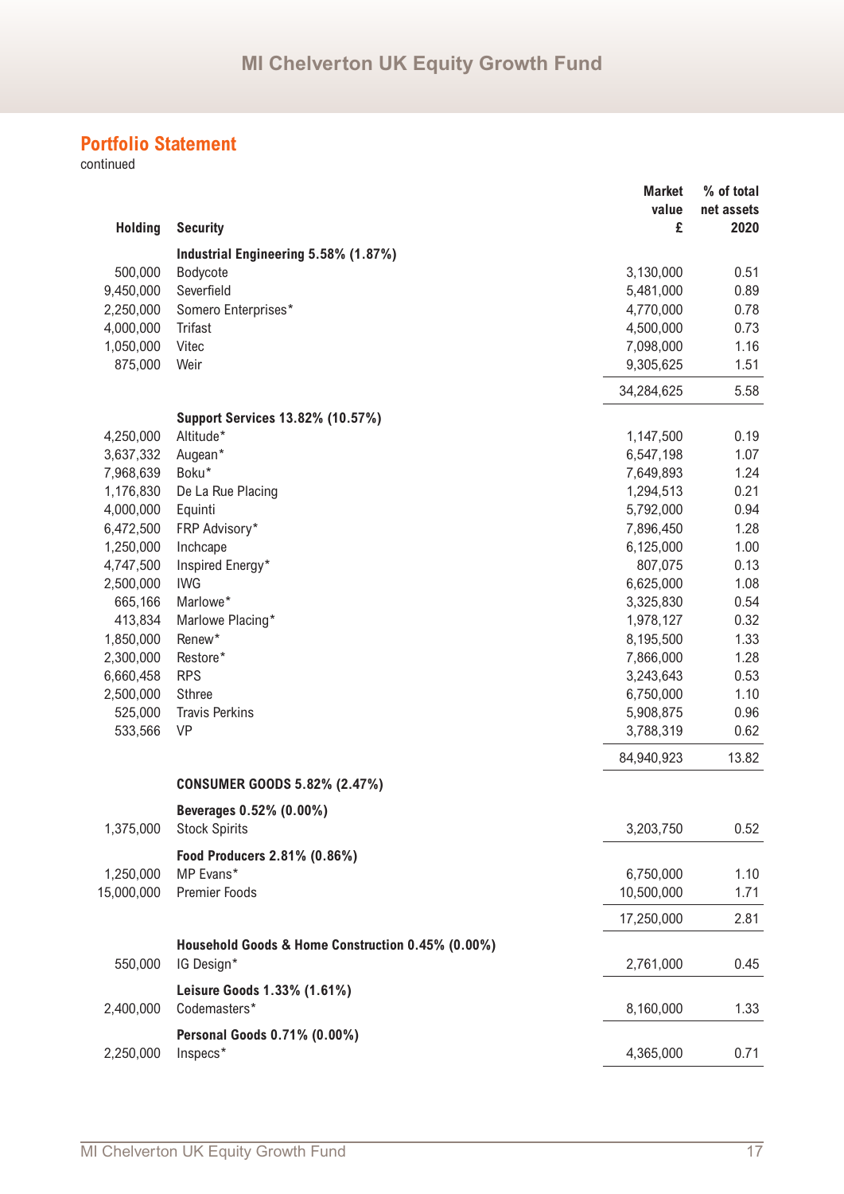## Portfolio Statement

continued

| Holding | Security | Market value £ | % of total net assets 2020 |
|---|---|---|---|
| | **Industrial Engineering 5.58% (1.87%)** | | |
| 500,000 | Bodycote | 3,130,000 | 0.51 |
| 9,450,000 | Severfield | 5,481,000 | 0.89 |
| 2,250,000 | Somero Enterprises* | 4,770,000 | 0.78 |
| 4,000,000 | Trifast | 4,500,000 | 0.73 |
| 1,050,000 | Vitec | 7,098,000 | 1.16 |
| 875,000 | Weir | 9,305,625 | 1.51 |
| | | 34,284,625 | 5.58 |
| | **Support Services 13.82% (10.57%)** | | |
| 4,250,000 | Altitude* | 1,147,500 | 0.19 |
| 3,637,332 | Augean* | 6,547,198 | 1.07 |
| 7,968,639 | Boku* | 7,649,893 | 1.24 |
| 1,176,830 | De La Rue Placing | 1,294,513 | 0.21 |
| 4,000,000 | Equinti | 5,792,000 | 0.94 |
| 6,472,500 | FRP Advisory* | 7,896,450 | 1.28 |
| 1,250,000 | Inchcape | 6,125,000 | 1.00 |
| 4,747,500 | Inspired Energy* | 807,075 | 0.13 |
| 2,500,000 | IWG | 6,625,000 | 1.08 |
| 665,166 | Marlowe* | 3,325,830 | 0.54 |
| 413,834 | Marlowe Placing* | 1,978,127 | 0.32 |
| 1,850,000 | Renew* | 8,195,500 | 1.33 |
| 2,300,000 | Restore* | 7,866,000 | 1.28 |
| 6,660,458 | RPS | 3,243,643 | 0.53 |
| 2,500,000 | Sthree | 6,750,000 | 1.10 |
| 525,000 | Travis Perkins | 5,908,875 | 0.96 |
| 533,566 | VP | 3,788,319 | 0.62 |
| | | 84,940,923 | 13.82 |
| | **CONSUMER GOODS 5.82% (2.47%)** | | |
| | **Beverages 0.52% (0.00%)** | | |
| 1,375,000 | Stock Spirits | 3,203,750 | 0.52 |
| | **Food Producers 2.81% (0.86%)** | | |
| 1,250,000 | MP Evans* | 6,750,000 | 1.10 |
| 15,000,000 | Premier Foods | 10,500,000 | 1.71 |
| | | 17,250,000 | 2.81 |
| | **Household Goods & Home Construction 0.45% (0.00%)** | | |
| 550,000 | IG Design* | 2,761,000 | 0.45 |
| | **Leisure Goods 1.33% (1.61%)** | | |
| 2,400,000 | Codemasters* | 8,160,000 | 1.33 |
| | **Personal Goods 0.71% (0.00%)** | | |
| 2,250,000 | Inspecs* | 4,365,000 | 0.71 |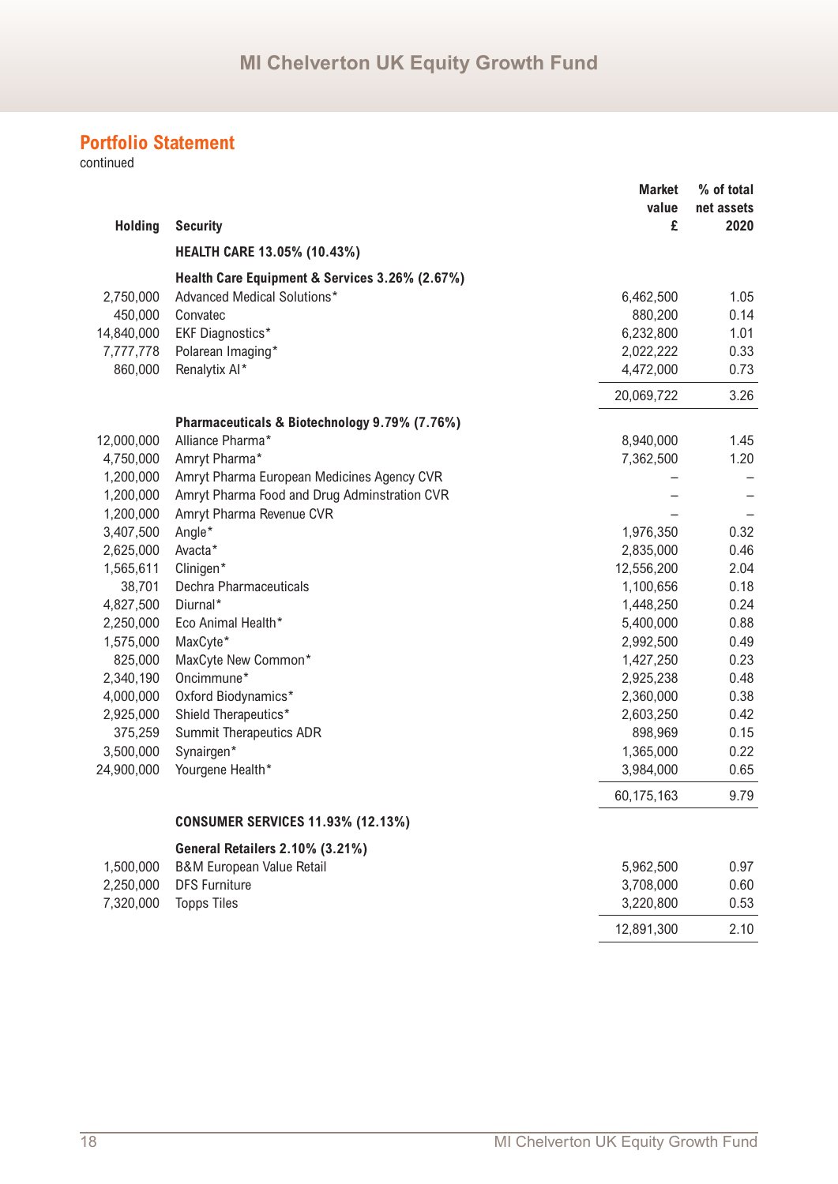## Portfolio Statement

continued

| Holding | Security | Market value £ | % of total net assets 2020 |
|---|---|---|---|
| | **HEALTH CARE 13.05% (10.43%)** | | |
| | **Health Care Equipment & Services 3.26% (2.67%)** | | |
| 2,750,000 | Advanced Medical Solutions* | 6,462,500 | 1.05 |
| 450,000 | Convatec | 880,200 | 0.14 |
| 14,840,000 | EKF Diagnostics* | 6,232,800 | 1.01 |
| 7,777,778 | Polarean Imaging* | 2,022,222 | 0.33 |
| 860,000 | Renalytix AI* | 4,472,000 | 0.73 |
| | | 20,069,722 | 3.26 |
| | **Pharmaceuticals & Biotechnology 9.79% (7.76%)** | | |
| 12,000,000 | Alliance Pharma* | 8,940,000 | 1.45 |
| 4,750,000 | Amryt Pharma* | 7,362,500 | 1.20 |
| 1,200,000 | Amryt Pharma European Medicines Agency CVR | – | – |
| 1,200,000 | Amryt Pharma Food and Drug Adminstration CVR | – | – |
| 1,200,000 | Amryt Pharma Revenue CVR | – | – |
| 3,407,500 | Angle* | 1,976,350 | 0.32 |
| 2,625,000 | Avacta* | 2,835,000 | 0.46 |
| 1,565,611 | Clinigen* | 12,556,200 | 2.04 |
| 38,701 | Dechra Pharmaceuticals | 1,100,656 | 0.18 |
| 4,827,500 | Diurnal* | 1,448,250 | 0.24 |
| 2,250,000 | Eco Animal Health* | 5,400,000 | 0.88 |
| 1,575,000 | MaxCyte* | 2,992,500 | 0.49 |
| 825,000 | MaxCyte New Common* | 1,427,250 | 0.23 |
| 2,340,190 | Oncimmune* | 2,925,238 | 0.48 |
| 4,000,000 | Oxford Biodynamics* | 2,360,000 | 0.38 |
| 2,925,000 | Shield Therapeutics* | 2,603,250 | 0.42 |
| 375,259 | Summit Therapeutics ADR | 898,969 | 0.15 |
| 3,500,000 | Synairgen* | 1,365,000 | 0.22 |
| 24,900,000 | Yourgene Health* | 3,984,000 | 0.65 |
| | | 60,175,163 | 9.79 |
| | **CONSUMER SERVICES 11.93% (12.13%)** | | |
| | **General Retailers 2.10% (3.21%)** | | |
| 1,500,000 | B&M European Value Retail | 5,962,500 | 0.97 |
| 2,250,000 | DFS Furniture | 3,708,000 | 0.60 |
| 7,320,000 | Topps Tiles | 3,220,800 | 0.53 |
| | | 12,891,300 | 2.10 |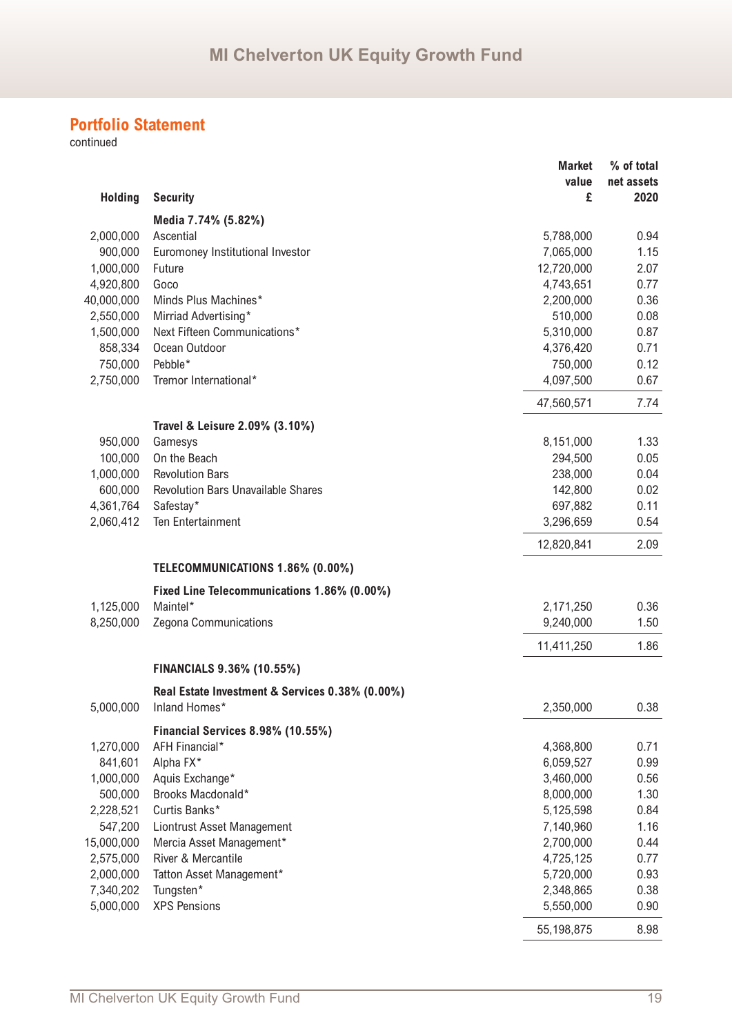## Portfolio Statement

continued

| Holding | Security | Market value £ | % of total net assets 2020 |
|---|---|---|---|
| | **Media 7.74% (5.82%)** | | |
| 2,000,000 | Ascential | 5,788,000 | 0.94 |
| 900,000 | Euromoney Institutional Investor | 7,065,000 | 1.15 |
| 1,000,000 | Future | 12,720,000 | 2.07 |
| 4,920,800 | Goco | 4,743,651 | 0.77 |
| 40,000,000 | Minds Plus Machines* | 2,200,000 | 0.36 |
| 2,550,000 | Mirriad Advertising* | 510,000 | 0.08 |
| 1,500,000 | Next Fifteen Communications* | 5,310,000 | 0.87 |
| 858,334 | Ocean Outdoor | 4,376,420 | 0.71 |
| 750,000 | Pebble* | 750,000 | 0.12 |
| 2,750,000 | Tremor International* | 4,097,500 | 0.67 |
| | | 47,560,571 | 7.74 |
| | **Travel & Leisure 2.09% (3.10%)** | | |
| 950,000 | Gamesys | 8,151,000 | 1.33 |
| 100,000 | On the Beach | 294,500 | 0.05 |
| 1,000,000 | Revolution Bars | 238,000 | 0.04 |
| 600,000 | Revolution Bars Unavailable Shares | 142,800 | 0.02 |
| 4,361,764 | Safestay* | 697,882 | 0.11 |
| 2,060,412 | Ten Entertainment | 3,296,659 | 0.54 |
| | | 12,820,841 | 2.09 |
| | **TELECOMMUNICATIONS 1.86% (0.00%)** | | |
| | **Fixed Line Telecommunications 1.86% (0.00%)** | | |
| 1,125,000 | Maintel* | 2,171,250 | 0.36 |
| 8,250,000 | Zegona Communications | 9,240,000 | 1.50 |
| | | 11,411,250 | 1.86 |
| | **FINANCIALS 9.36% (10.55%)** | | |
| | **Real Estate Investment & Services 0.38% (0.00%)** | | |
| 5,000,000 | Inland Homes* | 2,350,000 | 0.38 |
| | **Financial Services 8.98% (10.55%)** | | |
| 1,270,000 | AFH Financial* | 4,368,800 | 0.71 |
| 841,601 | Alpha FX* | 6,059,527 | 0.99 |
| 1,000,000 | Aquis Exchange* | 3,460,000 | 0.56 |
| 500,000 | Brooks Macdonald* | 8,000,000 | 1.30 |
| 2,228,521 | Curtis Banks* | 5,125,598 | 0.84 |
| 547,200 | Liontrust Asset Management | 7,140,960 | 1.16 |
| 15,000,000 | Mercia Asset Management* | 2,700,000 | 0.44 |
| 2,575,000 | River & Mercantile | 4,725,125 | 0.77 |
| 2,000,000 | Tatton Asset Management* | 5,720,000 | 0.93 |
| 7,340,202 | Tungsten* | 2,348,865 | 0.38 |
| 5,000,000 | XPS Pensions | 5,550,000 | 0.90 |
| | | 55,198,875 | 8.98 |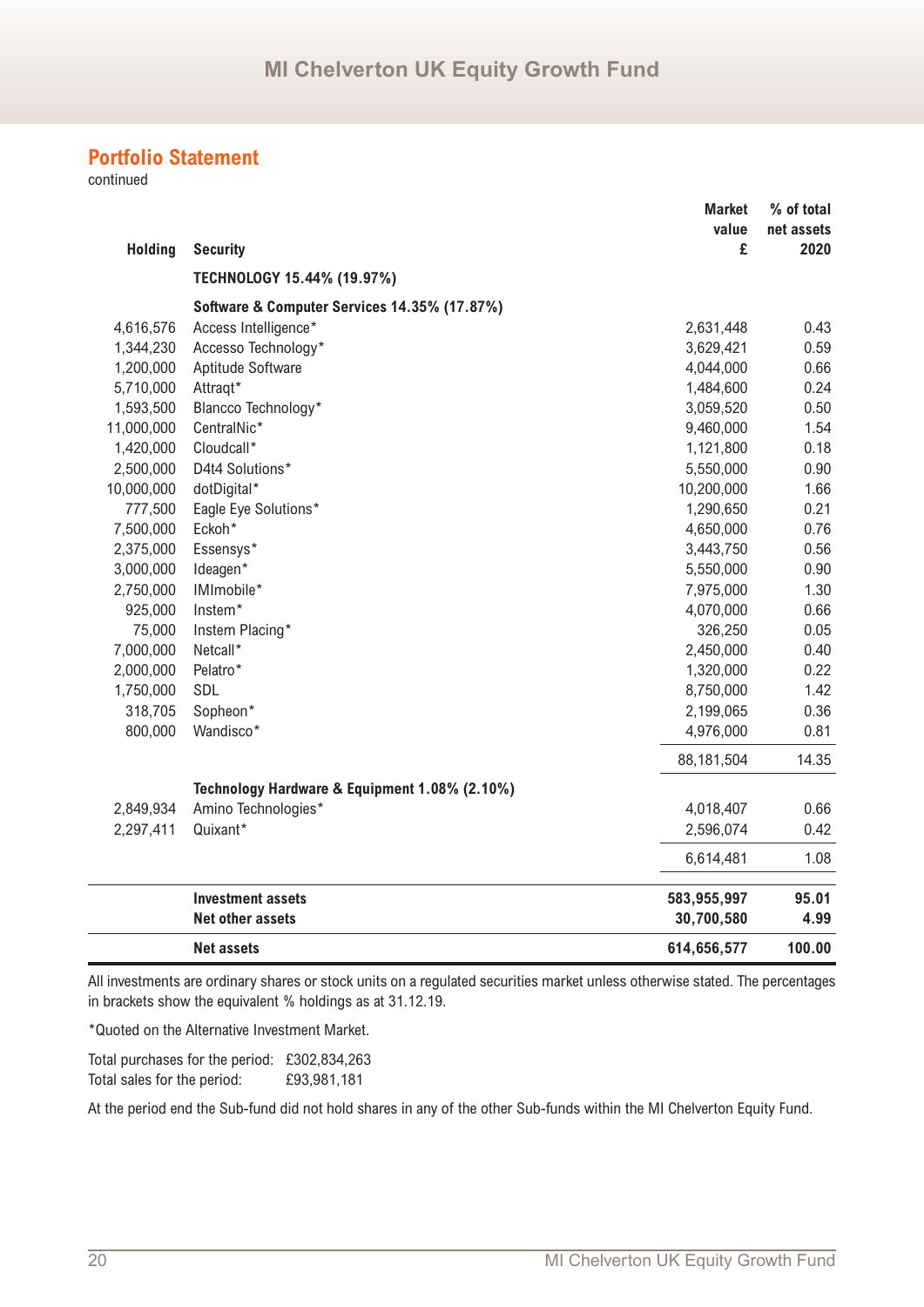## Portfolio Statement

continued

| Holding | Security | Market value £ | % of total net assets 2020 |
|---|---|---|---|
| | **TECHNOLOGY 15.44% (19.97%)** | | |
| | **Software & Computer Services 14.35% (17.87%)** | | |
| 4,616,576 | Access Intelligence* | 2,631,448 | 0.43 |
| 1,344,230 | Accesso Technology* | 3,629,421 | 0.59 |
| 1,200,000 | Aptitude Software | 4,044,000 | 0.66 |
| 5,710,000 | Attraqt* | 1,484,600 | 0.24 |
| 1,593,500 | Blancco Technology* | 3,059,520 | 0.50 |
| 11,000,000 | CentralNic* | 9,460,000 | 1.54 |
| 1,420,000 | Cloudcall* | 1,121,800 | 0.18 |
| 2,500,000 | D4t4 Solutions* | 5,550,000 | 0.90 |
| 10,000,000 | dotDigital* | 10,200,000 | 1.66 |
| 777,500 | Eagle Eye Solutions* | 1,290,650 | 0.21 |
| 7,500,000 | Eckoh* | 4,650,000 | 0.76 |
| 2,375,000 | Essensys* | 3,443,750 | 0.56 |
| 3,000,000 | Ideagen* | 5,550,000 | 0.90 |
| 2,750,000 | IMImobile* | 7,975,000 | 1.30 |
| 925,000 | Instem* | 4,070,000 | 0.66 |
| 75,000 | Instem Placing* | 326,250 | 0.05 |
| 7,000,000 | Netcall* | 2,450,000 | 0.40 |
| 2,000,000 | Pelatro* | 1,320,000 | 0.22 |
| 1,750,000 | SDL | 8,750,000 | 1.42 |
| 318,705 | Sopheon* | 2,199,065 | 0.36 |
| 800,000 | Wandisco* | 4,976,000 | 0.81 |
| | | 88,181,504 | 14.35 |
| | **Technology Hardware & Equipment 1.08% (2.10%)** | | |
| 2,849,934 | Amino Technologies* | 4,018,407 | 0.66 |
| 2,297,411 | Quixant* | 2,596,074 | 0.42 |
| | | 6,614,481 | 1.08 |
| | **Investment assets** | **583,955,997** | **95.01** |
| | **Net other assets** | **30,700,580** | **4.99** |
| | **Net assets** | **614,656,577** | **100.00** |

All investments are ordinary shares or stock units on a regulated securities market unless otherwise stated. The percentages in brackets show the equivalent % holdings as at 31.12.19.

*Quoted on the Alternative Investment Market.

Total purchases for the period: £302,834,263
Total sales for the period: £93,981,181

At the period end the Sub-fund did not hold shares in any of the other Sub-funds within the MI Chelverton Equity Fund.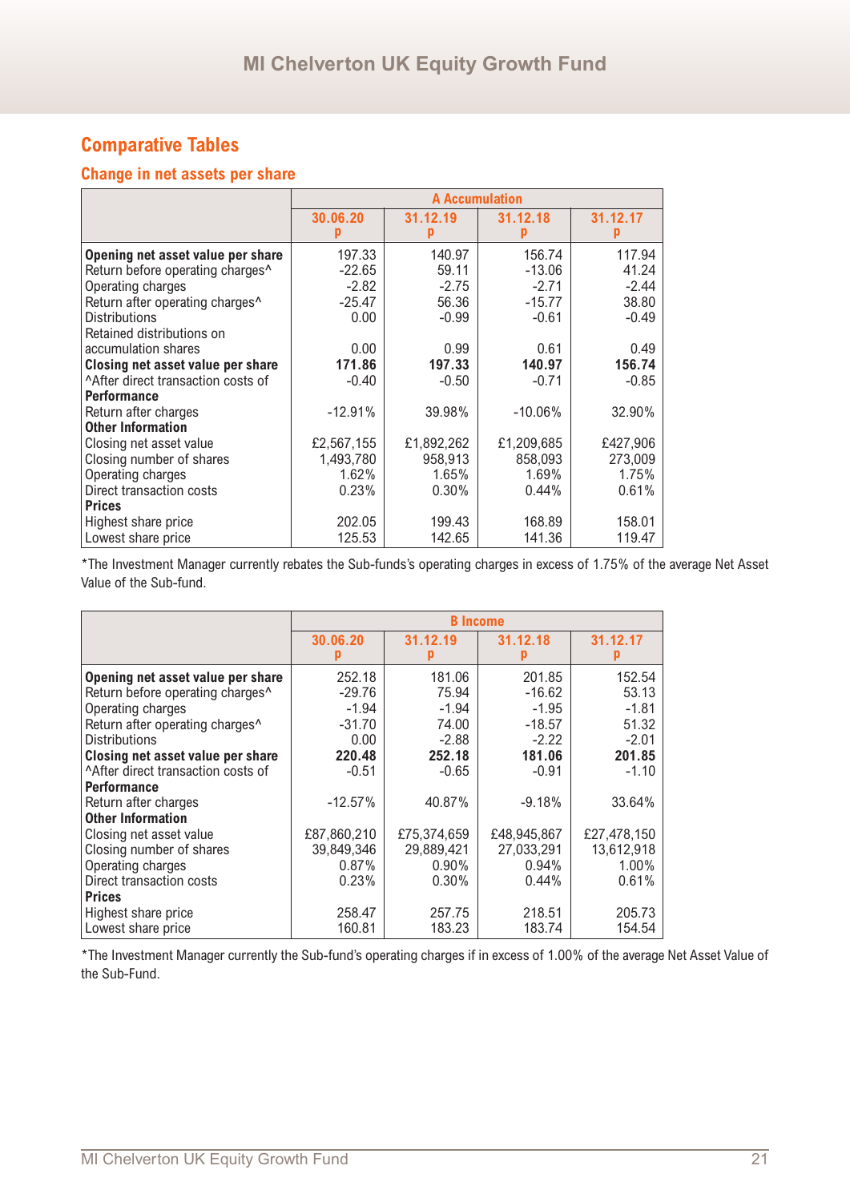## Comparative Tables

### Change in net assets per share

| | A Accumulation | | | |
|---|---|---|---|---|
| | 30.06.20<br>p | 31.12.19<br>p | 31.12.18<br>p | 31.12.17<br>p |
| **Opening net asset value per share** | 197.33 | 140.97 | 156.74 | 117.94 |
| Return before operating charges^ | -22.65 | 59.11 | -13.06 | 41.24 |
| Operating charges | -2.82 | -2.75 | -2.71 | -2.44 |
| Return after operating charges^ | -25.47 | 56.36 | -15.77 | 38.80 |
| Distributions | 0.00 | -0.99 | -0.61 | -0.49 |
| Retained distributions on accumulation shares | 0.00 | 0.99 | 0.61 | 0.49 |
| **Closing net asset value per share** | **171.86** | **197.33** | **140.97** | **156.74** |
| ^After direct transaction costs of | -0.40 | -0.50 | -0.71 | -0.85 |
| **Performance** | | | | |
| Return after charges | -12.91% | 39.98% | -10.06% | 32.90% |
| **Other Information** | | | | |
| Closing net asset value | £2,567,155 | £1,892,262 | £1,209,685 | £427,906 |
| Closing number of shares | 1,493,780 | 958,913 | 858,093 | 273,009 |
| Operating charges | 1.62% | 1.65% | 1.69% | 1.75% |
| Direct transaction costs | 0.23% | 0.30% | 0.44% | 0.61% |
| **Prices** | | | | |
| Highest share price | 202.05 | 199.43 | 168.89 | 158.01 |
| Lowest share price | 125.53 | 142.65 | 141.36 | 119.47 |

*The Investment Manager currently rebates the Sub-funds's operating charges in excess of 1.75% of the average Net Asset Value of the Sub-fund.

| | B Income | | | |
|---|---|---|---|---|
| | 30.06.20<br>p | 31.12.19<br>p | 31.12.18<br>p | 31.12.17<br>p |
| **Opening net asset value per share** | 252.18 | 181.06 | 201.85 | 152.54 |
| Return before operating charges^ | -29.76 | 75.94 | -16.62 | 53.13 |
| Operating charges | -1.94 | -1.94 | -1.95 | -1.81 |
| Return after operating charges^ | -31.70 | 74.00 | -18.57 | 51.32 |
| Distributions | 0.00 | -2.88 | -2.22 | -2.01 |
| **Closing net asset value per share** | **220.48** | **252.18** | **181.06** | **201.85** |
| ^After direct transaction costs of | -0.51 | -0.65 | -0.91 | -1.10 |
| **Performance** | | | | |
| Return after charges | -12.57% | 40.87% | -9.18% | 33.64% |
| **Other Information** | | | | |
| Closing net asset value | £87,860,210 | £75,374,659 | £48,945,867 | £27,478,150 |
| Closing number of shares | 39,849,346 | 29,889,421 | 27,033,291 | 13,612,918 |
| Operating charges | 0.87% | 0.90% | 0.94% | 1.00% |
| Direct transaction costs | 0.23% | 0.30% | 0.44% | 0.61% |
| **Prices** | | | | |
| Highest share price | 258.47 | 257.75 | 218.51 | 205.73 |
| Lowest share price | 160.81 | 183.23 | 183.74 | 154.54 |

*The Investment Manager currently the Sub-fund's operating charges if in excess of 1.00% of the average Net Asset Value of the Sub-Fund.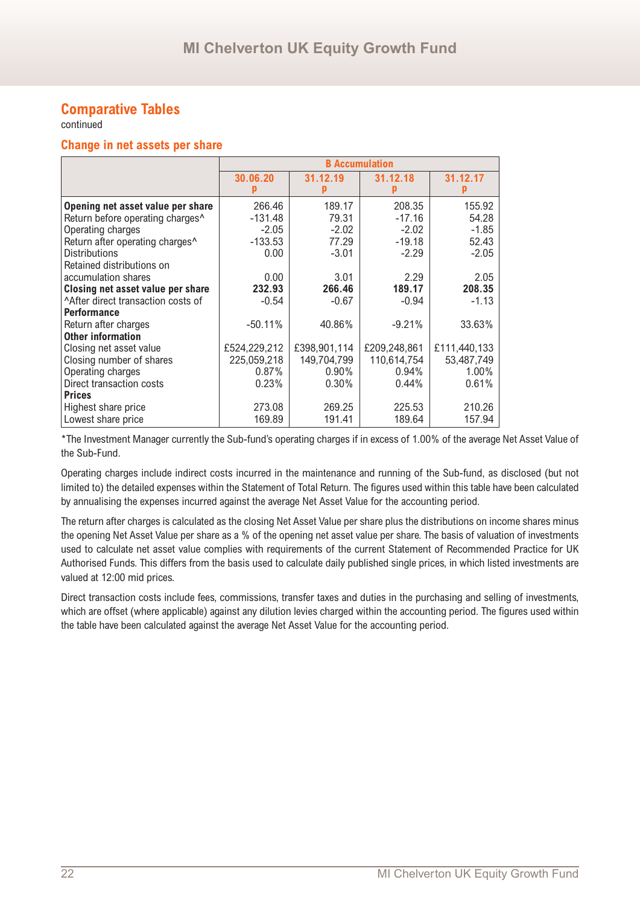## Comparative Tables

continued

### Change in net assets per share

| | B Accumulation | | | |
|---|---|---|---|---|
| | 30.06.20<br>p | 31.12.19<br>p | 31.12.18<br>p | 31.12.17<br>p |
| **Opening net asset value per share** | 266.46 | 189.17 | 208.35 | 155.92 |
| Return before operating charges^ | -131.48 | 79.31 | -17.16 | 54.28 |
| Operating charges | -2.05 | -2.02 | -2.02 | -1.85 |
| Return after operating charges^ | -133.53 | 77.29 | -19.18 | 52.43 |
| Distributions | 0.00 | -3.01 | -2.29 | -2.05 |
| Retained distributions on accumulation shares | 0.00 | 3.01 | 2.29 | 2.05 |
| **Closing net asset value per share** | **232.93** | **266.46** | **189.17** | **208.35** |
| ^After direct transaction costs of | -0.54 | -0.67 | -0.94 | -1.13 |
| **Performance** | | | | |
| Return after charges | -50.11% | 40.86% | -9.21% | 33.63% |
| **Other information** | | | | |
| Closing net asset value | £524,229,212 | £398,901,114 | £209,248,861 | £111,440,133 |
| Closing number of shares | 225,059,218 | 149,704,799 | 110,614,754 | 53,487,749 |
| Operating charges | 0.87% | 0.90% | 0.94% | 1.00% |
| Direct transaction costs | 0.23% | 0.30% | 0.44% | 0.61% |
| **Prices** | | | | |
| Highest share price | 273.08 | 269.25 | 225.53 | 210.26 |
| Lowest share price | 169.89 | 191.41 | 189.64 | 157.94 |

*The Investment Manager currently the Sub-fund's operating charges if in excess of 1.00% of the average Net Asset Value of the Sub-Fund.

Operating charges include indirect costs incurred in the maintenance and running of the Sub-fund, as disclosed (but not limited to) the detailed expenses within the Statement of Total Return. The figures used within this table have been calculated by annualising the expenses incurred against the average Net Asset Value for the accounting period.

The return after charges is calculated as the closing Net Asset Value per share plus the distributions on income shares minus the opening Net Asset Value per share as a % of the opening net asset value per share. The basis of valuation of investments used to calculate net asset value complies with requirements of the current Statement of Recommended Practice for UK Authorised Funds. This differs from the basis used to calculate daily published single prices, in which listed investments are valued at 12:00 mid prices.

Direct transaction costs include fees, commissions, transfer taxes and duties in the purchasing and selling of investments, which are offset (where applicable) against any dilution levies charged within the accounting period. The figures used within the table have been calculated against the average Net Asset Value for the accounting period.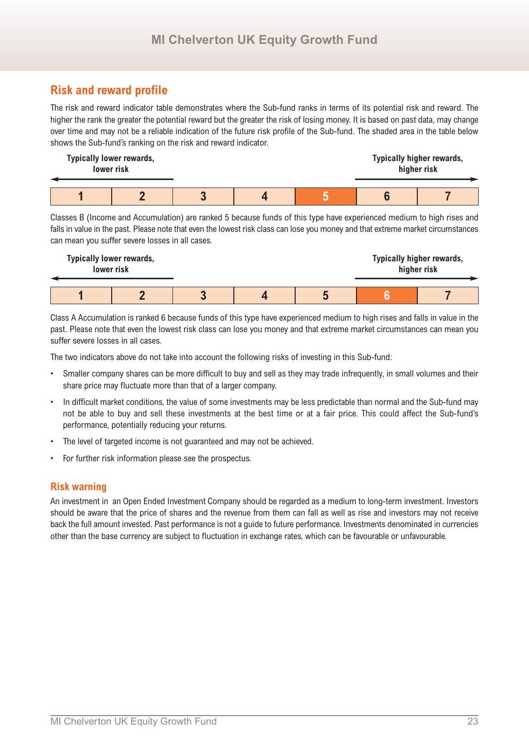## Risk and reward profile

The risk and reward indicator table demonstrates where the Sub-fund ranks in terms of its potential risk and reward. The higher the rank the greater the potential reward but the greater the risk of losing money. It is based on past data, may change over time and may not be a reliable indication of the future risk profile of the Sub-fund. The shaded area in the table below shows the Sub-fund's ranking on the risk and reward indicator.

| Typically lower rewards, lower risk | | | | | | Typically higher rewards, higher risk |
|---|---|---|---|---|---|---|
| 1 | 2 | 3 | 4 | **5** | 6 | 7 |

Classes B (Income and Accumulation) are ranked 5 because funds of this type have experienced medium to high rises and falls in value in the past. Please note that even the lowest risk class can lose you money and that extreme market circumstances can mean you suffer severe losses in all cases.

| Typically lower rewards, lower risk | | | | | | Typically higher rewards, higher risk |
|---|---|---|---|---|---|---|
| 1 | 2 | 3 | 4 | 5 | **6** | 7 |

Class A Accumulation is ranked 6 because funds of this type have experienced medium to high rises and falls in value in the past. Please note that even the lowest risk class can lose you money and that extreme market circumstances can mean you suffer severe losses in all cases.

The two indicators above do not take into account the following risks of investing in this Sub-fund:

- Smaller company shares can be more difficult to buy and sell as they may trade infrequently, in small volumes and their share price may fluctuate more than that of a larger company.
- In difficult market conditions, the value of some investments may be less predictable than normal and the Sub-fund may not be able to buy and sell these investments at the best time or at a fair price. This could affect the Sub-fund's performance, potentially reducing your returns.
- The level of targeted income is not guaranteed and may not be achieved.
- For further risk information please see the prospectus.

## Risk warning

An investment in an Open Ended Investment Company should be regarded as a medium to long-term investment. Investors should be aware that the price of shares and the revenue from them can fall as well as rise and investors may not receive back the full amount invested. Past performance is not a guide to future performance. Investments denominated in currencies other than the base currency are subject to fluctuation in exchange rates, which can be favourable or unfavourable.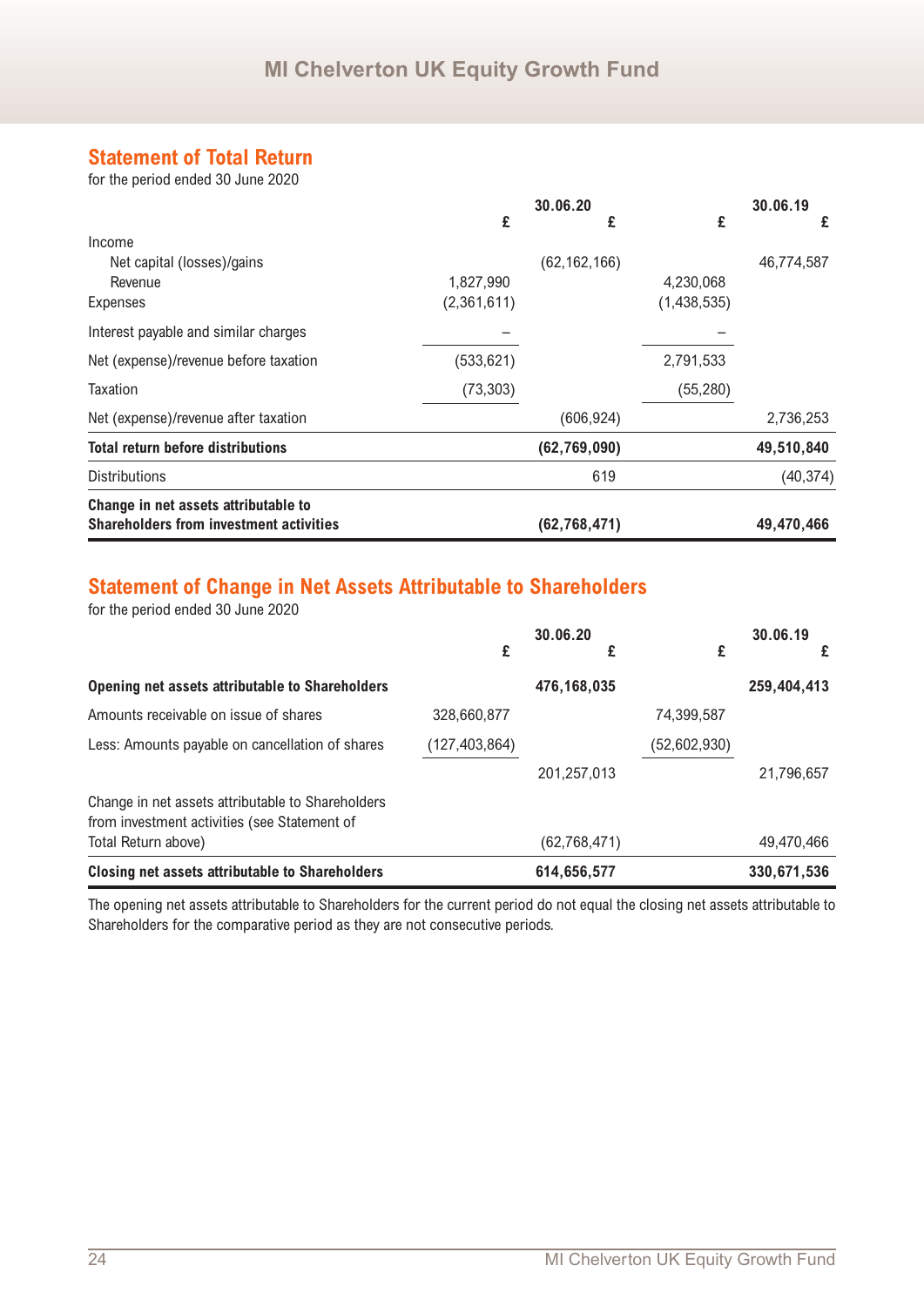## Statement of Total Return

for the period ended 30 June 2020

| | £ | 30.06.20 £ | £ | 30.06.19 £ |
|---|---|---|---|---|
| Income | | | | |
| Net capital (losses)/gains | | (62,162,166) | | 46,774,587 |
| Revenue | 1,827,990 | | 4,230,068 | |
| Expenses | (2,361,611) | | (1,438,535) | |
| Interest payable and similar charges | – | | – | |
| Net (expense)/revenue before taxation | (533,621) | | 2,791,533 | |
| Taxation | (73,303) | | (55,280) | |
| Net (expense)/revenue after taxation | | (606,924) | | 2,736,253 |
| **Total return before distributions** | | **(62,769,090)** | | **49,510,840** |
| Distributions | | 619 | | (40,374) |
| **Change in net assets attributable to Shareholders from investment activities** | | **(62,768,471)** | | **49,470,466** |

## Statement of Change in Net Assets Attributable to Shareholders

for the period ended 30 June 2020

| | £ | 30.06.20 £ | £ | 30.06.19 £ |
|---|---|---|---|---|
| **Opening net assets attributable to Shareholders** | | **476,168,035** | | **259,404,413** |
| Amounts receivable on issue of shares | 328,660,877 | | 74,399,587 | |
| Less: Amounts payable on cancellation of shares | (127,403,864) | | (52,602,930) | |
| | | 201,257,013 | | 21,796,657 |
| Change in net assets attributable to Shareholders from investment activities (see Statement of Total Return above) | | (62,768,471) | | 49,470,466 |
| **Closing net assets attributable to Shareholders** | | **614,656,577** | | **330,671,536** |

The opening net assets attributable to Shareholders for the current period do not equal the closing net assets attributable to Shareholders for the comparative period as they are not consecutive periods.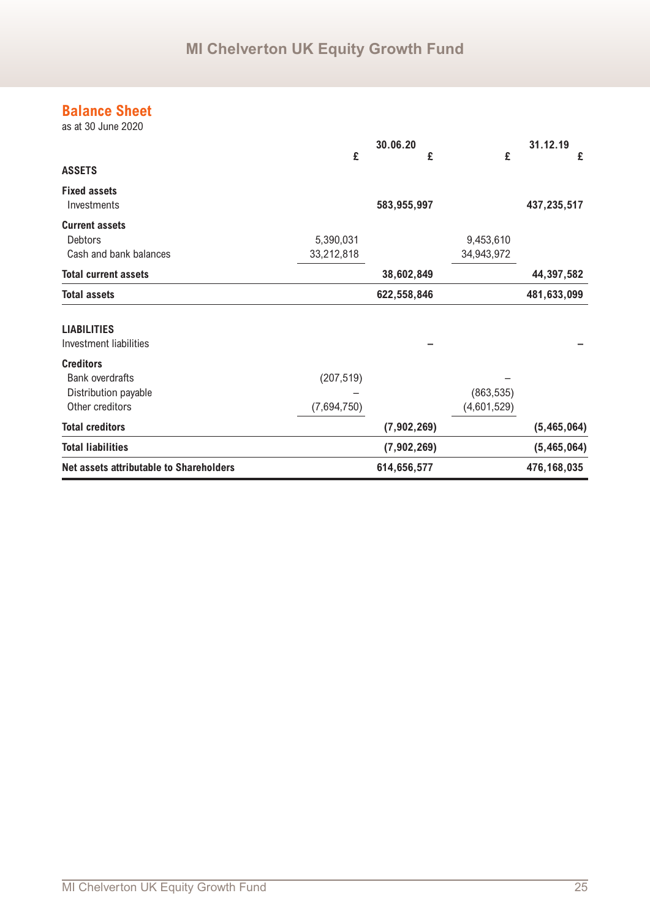## Balance Sheet

as at 30 June 2020

| | 30.06.20 | | 31.12.19 | |
|---|---|---|---|---|
| | £ | £ | £ | £ |
| **ASSETS** | | | | |
| **Fixed assets** | | | | |
| Investments | | **583,955,997** | | **437,235,517** |
| **Current assets** | | | | |
| Debtors | 5,390,031 | | 9,453,610 | |
| Cash and bank balances | 33,212,818 | | 34,943,972 | |
| **Total current assets** | | **38,602,849** | | **44,397,582** |
| **Total assets** | | **622,558,846** | | **481,633,099** |
| **LIABILITIES** | | | | |
| Investment liabilities | | – | | – |
| **Creditors** | | | | |
| Bank overdrafts | (207,519) | | – | |
| Distribution payable | – | | (863,535) | |
| Other creditors | (7,694,750) | | (4,601,529) | |
| **Total creditors** | | **(7,902,269)** | | **(5,465,064)** |
| **Total liabilities** | | **(7,902,269)** | | **(5,465,064)** |
| **Net assets attributable to Shareholders** | | **614,656,577** | | **476,168,035** |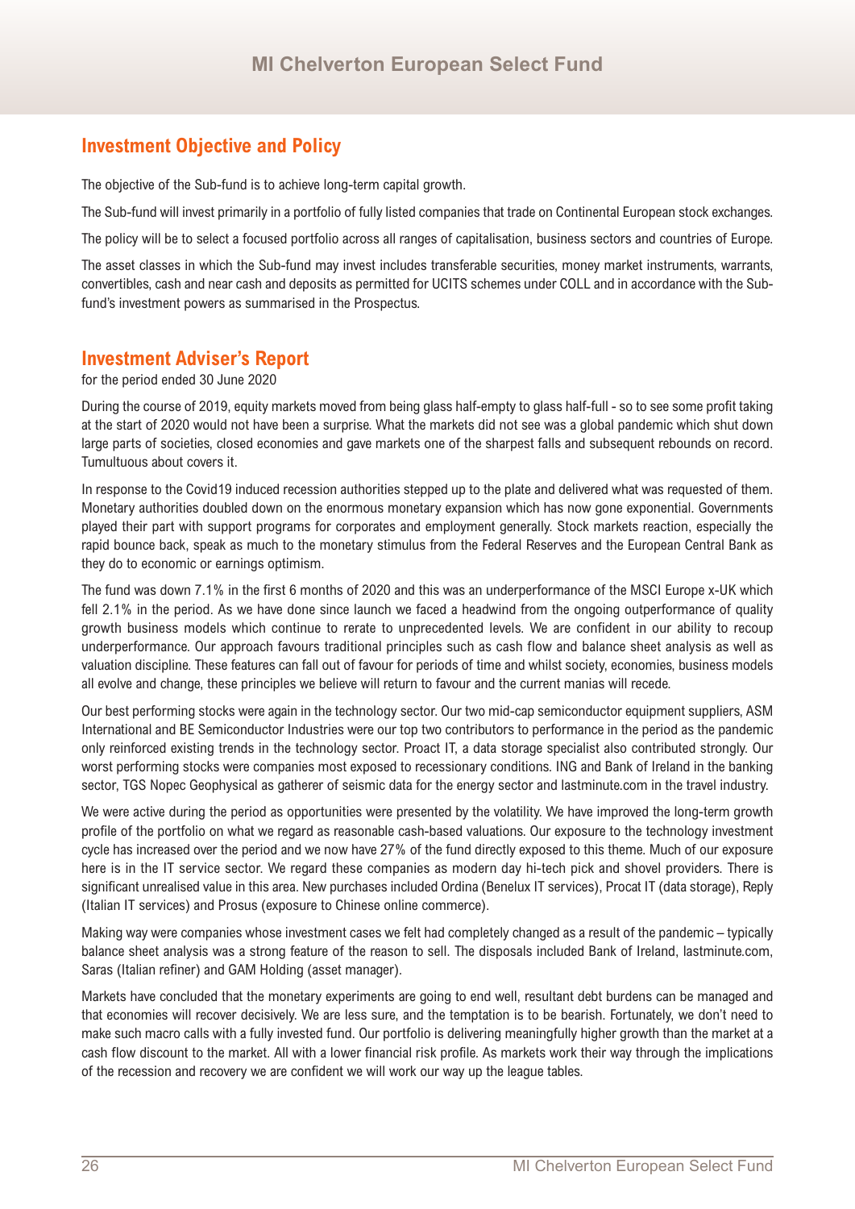# MI Chelverton European Select Fund

## Investment Objective and Policy

The objective of the Sub-fund is to achieve long-term capital growth.

The Sub-fund will invest primarily in a portfolio of fully listed companies that trade on Continental European stock exchanges.

The policy will be to select a focused portfolio across all ranges of capitalisation, business sectors and countries of Europe.

The asset classes in which the Sub-fund may invest includes transferable securities, money market instruments, warrants, convertibles, cash and near cash and deposits as permitted for UCITS schemes under COLL and in accordance with the Sub-fund's investment powers as summarised in the Prospectus.

## Investment Adviser's Report

for the period ended 30 June 2020

During the course of 2019, equity markets moved from being glass half-empty to glass half-full - so to see some profit taking at the start of 2020 would not have been a surprise. What the markets did not see was a global pandemic which shut down large parts of societies, closed economies and gave markets one of the sharpest falls and subsequent rebounds on record. Tumultuous about covers it.

In response to the Covid19 induced recession authorities stepped up to the plate and delivered what was requested of them. Monetary authorities doubled down on the enormous monetary expansion which has now gone exponential. Governments played their part with support programs for corporates and employment generally. Stock markets reaction, especially the rapid bounce back, speak as much to the monetary stimulus from the Federal Reserves and the European Central Bank as they do to economic or earnings optimism.

The fund was down 7.1% in the first 6 months of 2020 and this was an underperformance of the MSCI Europe x-UK which fell 2.1% in the period. As we have done since launch we faced a headwind from the ongoing outperformance of quality growth business models which continue to rerate to unprecedented levels. We are confident in our ability to recoup underperformance. Our approach favours traditional principles such as cash flow and balance sheet analysis as well as valuation discipline. These features can fall out of favour for periods of time and whilst society, economies, business models all evolve and change, these principles we believe will return to favour and the current manias will recede.

Our best performing stocks were again in the technology sector. Our two mid-cap semiconductor equipment suppliers, ASM International and BE Semiconductor Industries were our top two contributors to performance in the period as the pandemic only reinforced existing trends in the technology sector. Proact IT, a data storage specialist also contributed strongly. Our worst performing stocks were companies most exposed to recessionary conditions. ING and Bank of Ireland in the banking sector, TGS Nopec Geophysical as gatherer of seismic data for the energy sector and lastminute.com in the travel industry.

We were active during the period as opportunities were presented by the volatility. We have improved the long-term growth profile of the portfolio on what we regard as reasonable cash-based valuations. Our exposure to the technology investment cycle has increased over the period and we now have 27% of the fund directly exposed to this theme. Much of our exposure here is in the IT service sector. We regard these companies as modern day hi-tech pick and shovel providers. There is significant unrealised value in this area. New purchases included Ordina (Benelux IT services), Procat IT (data storage), Reply (Italian IT services) and Prosus (exposure to Chinese online commerce).

Making way were companies whose investment cases we felt had completely changed as a result of the pandemic – typically balance sheet analysis was a strong feature of the reason to sell. The disposals included Bank of Ireland, lastminute.com, Saras (Italian refiner) and GAM Holding (asset manager).

Markets have concluded that the monetary experiments are going to end well, resultant debt burdens can be managed and that economies will recover decisively. We are less sure, and the temptation is to be bearish. Fortunately, we don't need to make such macro calls with a fully invested fund. Our portfolio is delivering meaningfully higher growth than the market at a cash flow discount to the market. All with a lower financial risk profile. As markets work their way through the implications of the recession and recovery we are confident we will work our way up the league tables.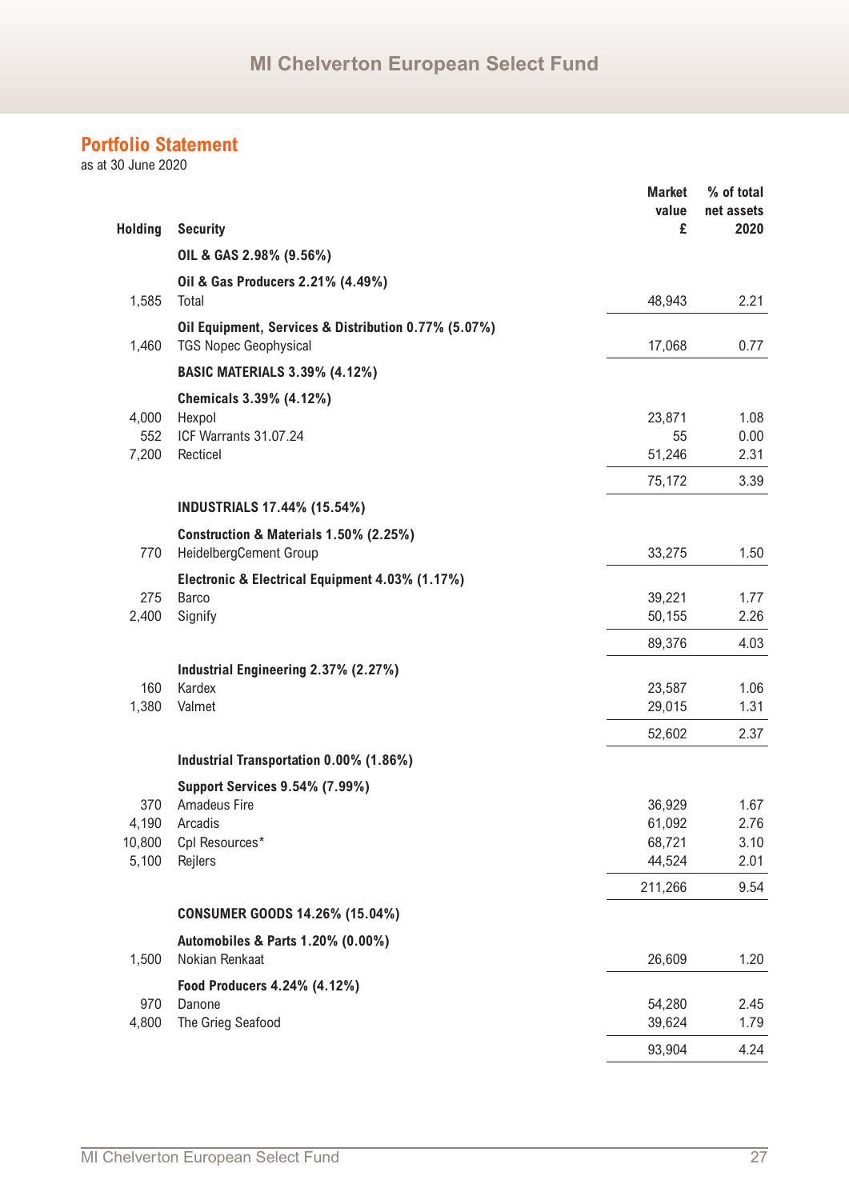## Portfolio Statement

as at 30 June 2020

| Holding | Security | Market value £ | % of total net assets 2020 |
|---|---|---|---|
| | **OIL & GAS 2.98% (9.56%)** | | |
| | **Oil & Gas Producers 2.21% (4.49%)** | | |
| 1,585 | Total | 48,943 | 2.21 |
| | **Oil Equipment, Services & Distribution 0.77% (5.07%)** | | |
| 1,460 | TGS Nopec Geophysical | 17,068 | 0.77 |
| | **BASIC MATERIALS 3.39% (4.12%)** | | |
| | **Chemicals 3.39% (4.12%)** | | |
| 4,000 | Hexpol | 23,871 | 1.08 |
| 552 | ICF Warrants 31.07.24 | 55 | 0.00 |
| 7,200 | Recticel | 51,246 | 2.31 |
| | | 75,172 | 3.39 |
| | **INDUSTRIALS 17.44% (15.54%)** | | |
| | **Construction & Materials 1.50% (2.25%)** | | |
| 770 | HeidelbergCement Group | 33,275 | 1.50 |
| | **Electronic & Electrical Equipment 4.03% (1.17%)** | | |
| 275 | Barco | 39,221 | 1.77 |
| 2,400 | Signify | 50,155 | 2.26 |
| | | 89,376 | 4.03 |
| | **Industrial Engineering 2.37% (2.27%)** | | |
| 160 | Kardex | 23,587 | 1.06 |
| 1,380 | Valmet | 29,015 | 1.31 |
| | | 52,602 | 2.37 |
| | **Industrial Transportation 0.00% (1.86%)** | | |
| | **Support Services 9.54% (7.99%)** | | |
| 370 | Amadeus Fire | 36,929 | 1.67 |
| 4,190 | Arcadis | 61,092 | 2.76 |
| 10,800 | Cpl Resources* | 68,721 | 3.10 |
| 5,100 | Rejlers | 44,524 | 2.01 |
| | | 211,266 | 9.54 |
| | **CONSUMER GOODS 14.26% (15.04%)** | | |
| | **Automobiles & Parts 1.20% (0.00%)** | | |
| 1,500 | Nokian Renkaat | 26,609 | 1.20 |
| | **Food Producers 4.24% (4.12%)** | | |
| 970 | Danone | 54,280 | 2.45 |
| 4,800 | The Grieg Seafood | 39,624 | 1.79 |
| | | 93,904 | 4.24 |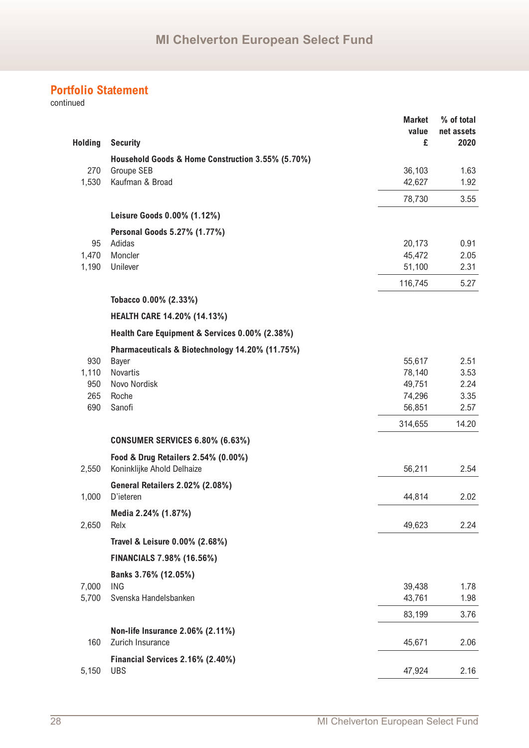## Portfolio Statement

continued

| Holding | Security | Market value £ | % of total net assets 2020 |
|---|---|---|---|
| | **Household Goods & Home Construction 3.55% (5.70%)** | | |
| 270 | Groupe SEB | 36,103 | 1.63 |
| 1,530 | Kaufman & Broad | 42,627 | 1.92 |
| | | 78,730 | 3.55 |
| | **Leisure Goods 0.00% (1.12%)** | | |
| | **Personal Goods 5.27% (1.77%)** | | |
| 95 | Adidas | 20,173 | 0.91 |
| 1,470 | Moncler | 45,472 | 2.05 |
| 1,190 | Unilever | 51,100 | 2.31 |
| | | 116,745 | 5.27 |
| | **Tobacco 0.00% (2.33%)** | | |
| | **HEALTH CARE 14.20% (14.13%)** | | |
| | **Health Care Equipment & Services 0.00% (2.38%)** | | |
| | **Pharmaceuticals & Biotechnology 14.20% (11.75%)** | | |
| 930 | Bayer | 55,617 | 2.51 |
| 1,110 | Novartis | 78,140 | 3.53 |
| 950 | Novo Nordisk | 49,751 | 2.24 |
| 265 | Roche | 74,296 | 3.35 |
| 690 | Sanofi | 56,851 | 2.57 |
| | | 314,655 | 14.20 |
| | **CONSUMER SERVICES 6.80% (6.63%)** | | |
| | **Food & Drug Retailers 2.54% (0.00%)** | | |
| 2,550 | Koninklijke Ahold Delhaize | 56,211 | 2.54 |
| | **General Retailers 2.02% (2.08%)** | | |
| 1,000 | D'ieteren | 44,814 | 2.02 |
| | **Media 2.24% (1.87%)** | | |
| 2,650 | Relx | 49,623 | 2.24 |
| | **Travel & Leisure 0.00% (2.68%)** | | |
| | **FINANCIALS 7.98% (16.56%)** | | |
| | **Banks 3.76% (12.05%)** | | |
| 7,000 | ING | 39,438 | 1.78 |
| 5,700 | Svenska Handelsbanken | 43,761 | 1.98 |
| | | 83,199 | 3.76 |
| | **Non-life Insurance 2.06% (2.11%)** | | |
| 160 | Zurich Insurance | 45,671 | 2.06 |
| | **Financial Services 2.16% (2.40%)** | | |
| 5,150 | UBS | 47,924 | 2.16 |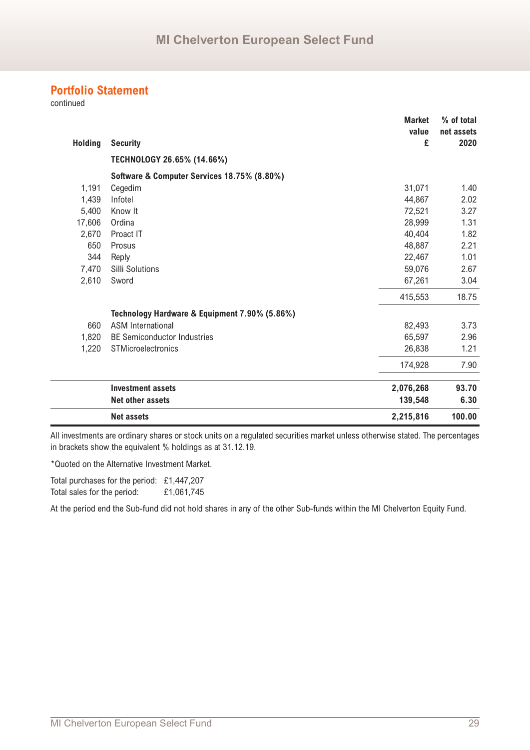## Portfolio Statement

continued

| Holding | Security | Market value £ | % of total net assets 2020 |
|---|---|---|---|
| | **TECHNOLOGY 26.65% (14.66%)** | | |
| | **Software & Computer Services 18.75% (8.80%)** | | |
| 1,191 | Cegedim | 31,071 | 1.40 |
| 1,439 | Infotel | 44,867 | 2.02 |
| 5,400 | Know It | 72,521 | 3.27 |
| 17,606 | Ordina | 28,999 | 1.31 |
| 2,670 | Proact IT | 40,404 | 1.82 |
| 650 | Prosus | 48,887 | 2.21 |
| 344 | Reply | 22,467 | 1.01 |
| 7,470 | Silli Solutions | 59,076 | 2.67 |
| 2,610 | Sword | 67,261 | 3.04 |
| | | 415,553 | 18.75 |
| | **Technology Hardware & Equipment 7.90% (5.86%)** | | |
| 660 | ASM International | 82,493 | 3.73 |
| 1,820 | BE Semiconductor Industries | 65,597 | 2.96 |
| 1,220 | STMicroelectronics | 26,838 | 1.21 |
| | | 174,928 | 7.90 |
| | **Investment assets** | **2,076,268** | **93.70** |
| | **Net other assets** | **139,548** | **6.30** |
| | **Net assets** | **2,215,816** | **100.00** |

All investments are ordinary shares or stock units on a regulated securities market unless otherwise stated. The percentages in brackets show the equivalent % holdings as at 31.12.19.

*Quoted on the Alternative Investment Market.

Total purchases for the period: £1,447,207
Total sales for the period: £1,061,745

At the period end the Sub-fund did not hold shares in any of the other Sub-funds within the MI Chelverton Equity Fund.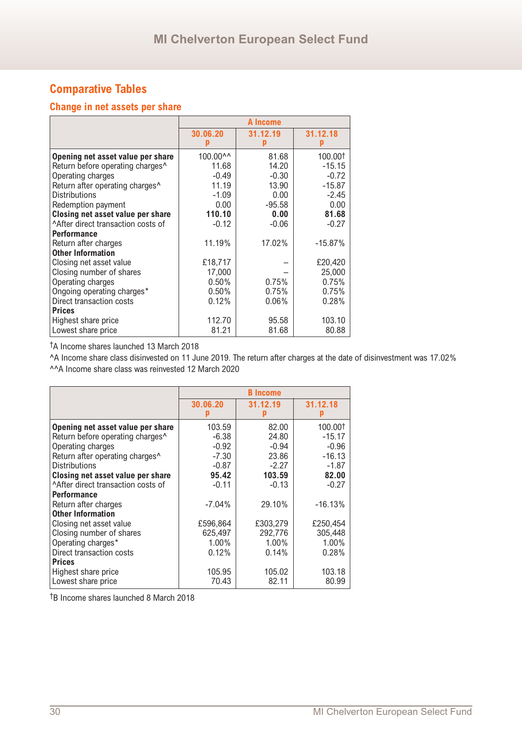# Comparative Tables

## Change in net assets per share

| | A Income | | |
|---|---|---|---|
| | 30.06.20 p | 31.12.19 p | 31.12.18 p |
| **Opening net asset value per share** | 100.00^^ | 81.68 | 100.00† |
| Return before operating charges^ | 11.68 | 14.20 | -15.15 |
| Operating charges | -0.49 | -0.30 | -0.72 |
| Return after operating charges^ | 11.19 | 13.90 | -15.87 |
| Distributions | -1.09 | 0.00 | -2.45 |
| Redemption payment | 0.00 | -95.58 | 0.00 |
| **Closing net asset value per share** | **110.10** | **0.00** | **81.68** |
| ^After direct transaction costs of | -0.12 | -0.06 | -0.27 |
| **Performance** | | | |
| Return after charges | 11.19% | 17.02% | -15.87% |
| **Other Information** | | | |
| Closing net asset value | £18,717 | – | £20,420 |
| Closing number of shares | 17,000 | – | 25,000 |
| Operating charges | 0.50% | 0.75% | 0.75% |
| Ongoing operating charges* | 0.50% | 0.75% | 0.75% |
| Direct transaction costs | 0.12% | 0.06% | 0.28% |
| **Prices** | | | |
| Highest share price | 112.70 | 95.58 | 103.10 |
| Lowest share price | 81.21 | 81.68 | 80.88 |

†A Income shares launched 13 March 2018

^A Income share class disinvested on 11 June 2019. The return after charges at the date of disinvestment was 17.02%

^^A Income share class was reinvested 12 March 2020

| | B Income | | |
|---|---|---|---|
| | 30.06.20 p | 31.12.19 p | 31.12.18 p |
| **Opening net asset value per share** | 103.59 | 82.00 | 100.00† |
| Return before operating charges^ | -6.38 | 24.80 | -15.17 |
| Operating charges | -0.92 | -0.94 | -0.96 |
| Return after operating charges^ | -7.30 | 23.86 | -16.13 |
| Distributions | -0.87 | -2.27 | -1.87 |
| **Closing net asset value per share** | **95.42** | **103.59** | **82.00** |
| ^After direct transaction costs of | -0.11 | -0.13 | -0.27 |
| **Performance** | | | |
| Return after charges | -7.04% | 29.10% | -16.13% |
| **Other Information** | | | |
| Closing net asset value | £596,864 | £303,279 | £250,454 |
| Closing number of shares | 625,497 | 292,776 | 305,448 |
| Operating charges* | 1.00% | 1.00% | 1.00% |
| Direct transaction costs | 0.12% | 0.14% | 0.28% |
| **Prices** | | | |
| Highest share price | 105.95 | 105.02 | 103.18 |
| Lowest share price | 70.43 | 82.11 | 80.99 |

†B Income shares launched 8 March 2018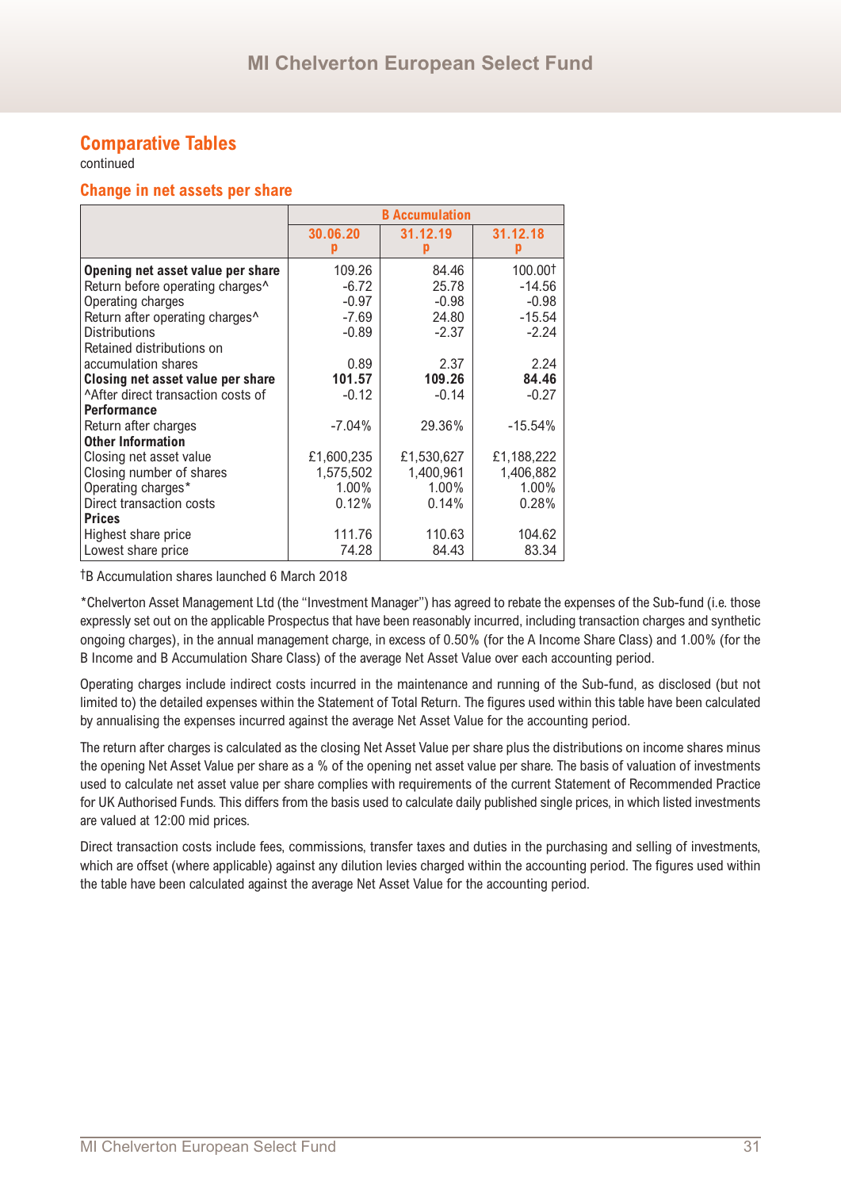## Comparative Tables

continued

### Change in net assets per share

| | B Accumulation | | |
|---|---|---|---|
| | 30.06.20 p | 31.12.19 p | 31.12.18 p |
| **Opening net asset value per share** | 109.26 | 84.46 | 100.00† |
| Return before operating charges^ | -6.72 | 25.78 | -14.56 |
| Operating charges | -0.97 | -0.98 | -0.98 |
| Return after operating charges^ | -7.69 | 24.80 | -15.54 |
| Distributions | -0.89 | -2.37 | -2.24 |
| Retained distributions on accumulation shares | 0.89 | 2.37 | 2.24 |
| **Closing net asset value per share** | **101.57** | **109.26** | **84.46** |
| ^After direct transaction costs of | -0.12 | -0.14 | -0.27 |
| **Performance** | | | |
| Return after charges | -7.04% | 29.36% | -15.54% |
| **Other Information** | | | |
| Closing net asset value | £1,600,235 | £1,530,627 | £1,188,222 |
| Closing number of shares | 1,575,502 | 1,400,961 | 1,406,882 |
| Operating charges* | 1.00% | 1.00% | 1.00% |
| Direct transaction costs | 0.12% | 0.14% | 0.28% |
| **Prices** | | | |
| Highest share price | 111.76 | 110.63 | 104.62 |
| Lowest share price | 74.28 | 84.43 | 83.34 |

†B Accumulation shares launched 6 March 2018

*Chelverton Asset Management Ltd (the "Investment Manager") has agreed to rebate the expenses of the Sub-fund (i.e. those expressly set out on the applicable Prospectus that have been reasonably incurred, including transaction charges and synthetic ongoing charges), in the annual management charge, in excess of 0.50% (for the A Income Share Class) and 1.00% (for the B Income and B Accumulation Share Class) of the average Net Asset Value over each accounting period.

Operating charges include indirect costs incurred in the maintenance and running of the Sub-fund, as disclosed (but not limited to) the detailed expenses within the Statement of Total Return. The figures used within this table have been calculated by annualising the expenses incurred against the average Net Asset Value for the accounting period.

The return after charges is calculated as the closing Net Asset Value per share plus the distributions on income shares minus the opening Net Asset Value per share as a % of the opening net asset value per share. The basis of valuation of investments used to calculate net asset value per share complies with requirements of the current Statement of Recommended Practice for UK Authorised Funds. This differs from the basis used to calculate daily published single prices, in which listed investments are valued at 12:00 mid prices.

Direct transaction costs include fees, commissions, transfer taxes and duties in the purchasing and selling of investments, which are offset (where applicable) against any dilution levies charged within the accounting period. The figures used within the table have been calculated against the average Net Asset Value for the accounting period.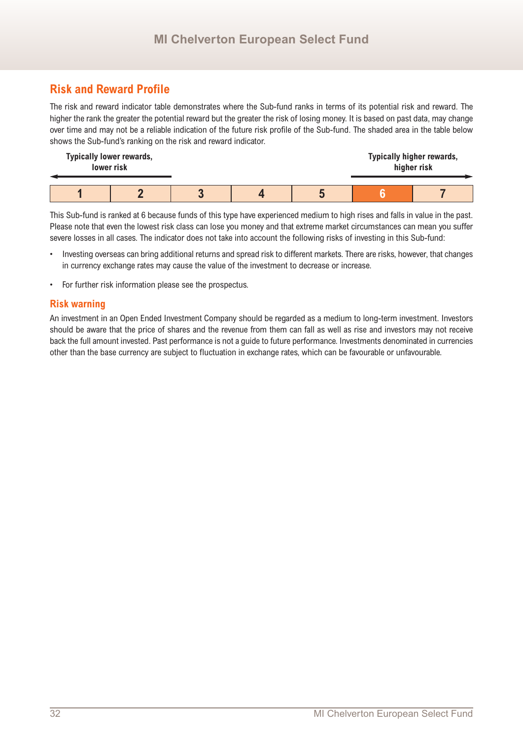## Risk and Reward Profile

The risk and reward indicator table demonstrates where the Sub-fund ranks in terms of its potential risk and reward. The higher the rank the greater the potential reward but the greater the risk of losing money. It is based on past data, may change over time and may not be a reliable indication of the future risk profile of the Sub-fund. The shaded area in the table below shows the Sub-fund's ranking on the risk and reward indicator.

**Typically lower rewards, lower risk** ← → **Typically higher rewards, higher risk**

| 1 | 2 | 3 | 4 | 5 | 6 | 7 |
|---|---|---|---|---|---|---|

This Sub-fund is ranked at 6 because funds of this type have experienced medium to high rises and falls in value in the past. Please note that even the lowest risk class can lose you money and that extreme market circumstances can mean you suffer severe losses in all cases. The indicator does not take into account the following risks of investing in this Sub-fund:

- Investing overseas can bring additional returns and spread risk to different markets. There are risks, however, that changes in currency exchange rates may cause the value of the investment to decrease or increase.
- For further risk information please see the prospectus.

### Risk warning

An investment in an Open Ended Investment Company should be regarded as a medium to long-term investment. Investors should be aware that the price of shares and the revenue from them can fall as well as rise and investors may not receive back the full amount invested. Past performance is not a guide to future performance. Investments denominated in currencies other than the base currency are subject to fluctuation in exchange rates, which can be favourable or unfavourable.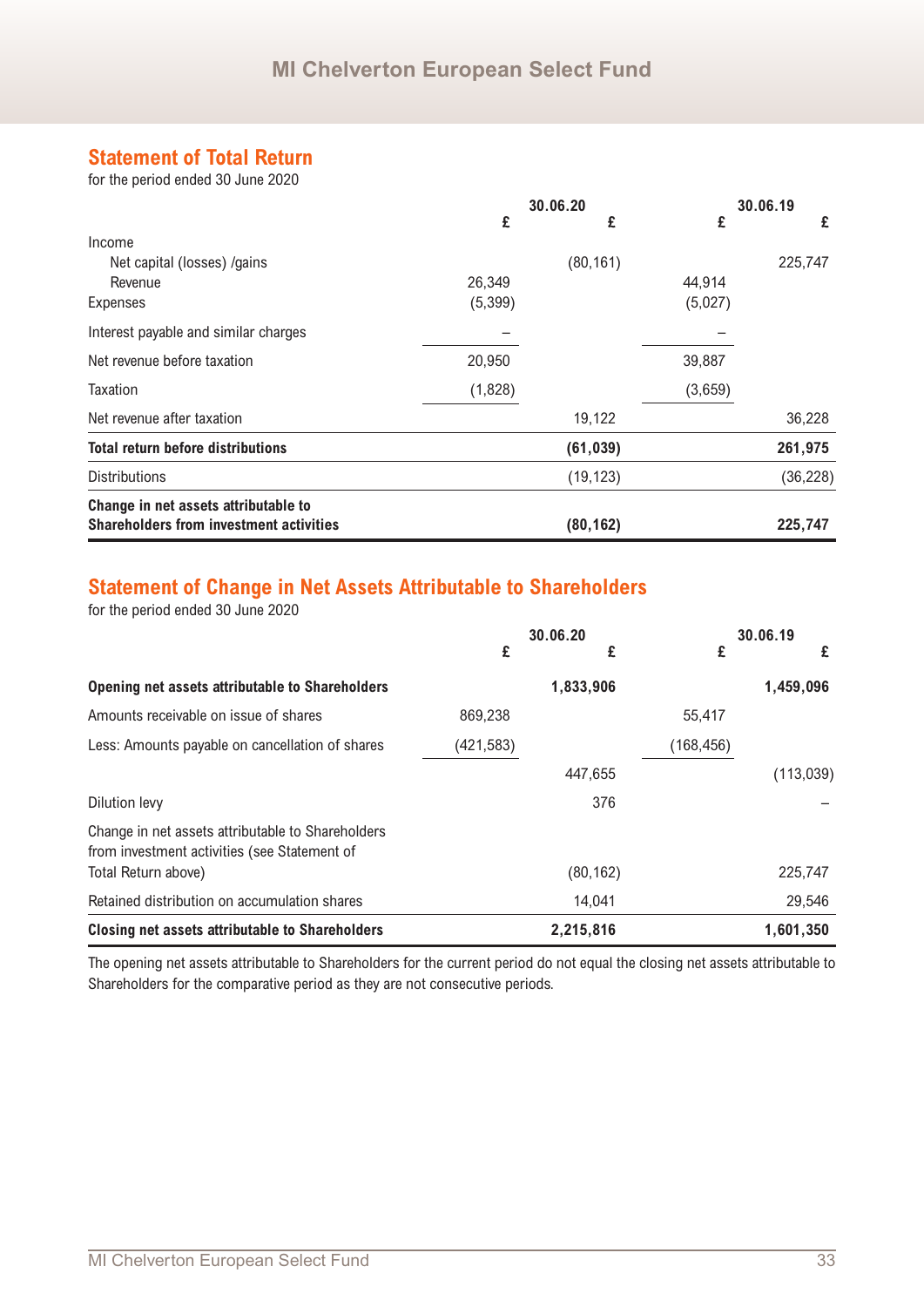## Statement of Total Return

for the period ended 30 June 2020

| | 30.06.20 | | 30.06.19 | |
|---|---|---|---|---|
| | £ | £ | £ | £ |
| Income | | | | |
| Net capital (losses) /gains | | (80,161) | | 225,747 |
| Revenue | 26,349 | | 44,914 | |
| Expenses | (5,399) | | (5,027) | |
| Interest payable and similar charges | – | | – | |
| Net revenue before taxation | 20,950 | | 39,887 | |
| Taxation | (1,828) | | (3,659) | |
| Net revenue after taxation | | 19,122 | | 36,228 |
| **Total return before distributions** | | **(61,039)** | | **261,975** |
| Distributions | | (19,123) | | (36,228) |
| **Change in net assets attributable to Shareholders from investment activities** | | **(80,162)** | | **225,747** |

## Statement of Change in Net Assets Attributable to Shareholders

for the period ended 30 June 2020

| | 30.06.20 | | 30.06.19 | |
|---|---|---|---|---|
| | £ | £ | £ | £ |
| **Opening net assets attributable to Shareholders** | | **1,833,906** | | **1,459,096** |
| Amounts receivable on issue of shares | 869,238 | | 55,417 | |
| Less: Amounts payable on cancellation of shares | (421,583) | | (168,456) | |
| | | 447,655 | | (113,039) |
| Dilution levy | | 376 | | – |
| Change in net assets attributable to Shareholders from investment activities (see Statement of Total Return above) | | (80,162) | | 225,747 |
| Retained distribution on accumulation shares | | 14,041 | | 29,546 |
| **Closing net assets attributable to Shareholders** | | **2,215,816** | | **1,601,350** |

The opening net assets attributable to Shareholders for the current period do not equal the closing net assets attributable to Shareholders for the comparative period as they are not consecutive periods.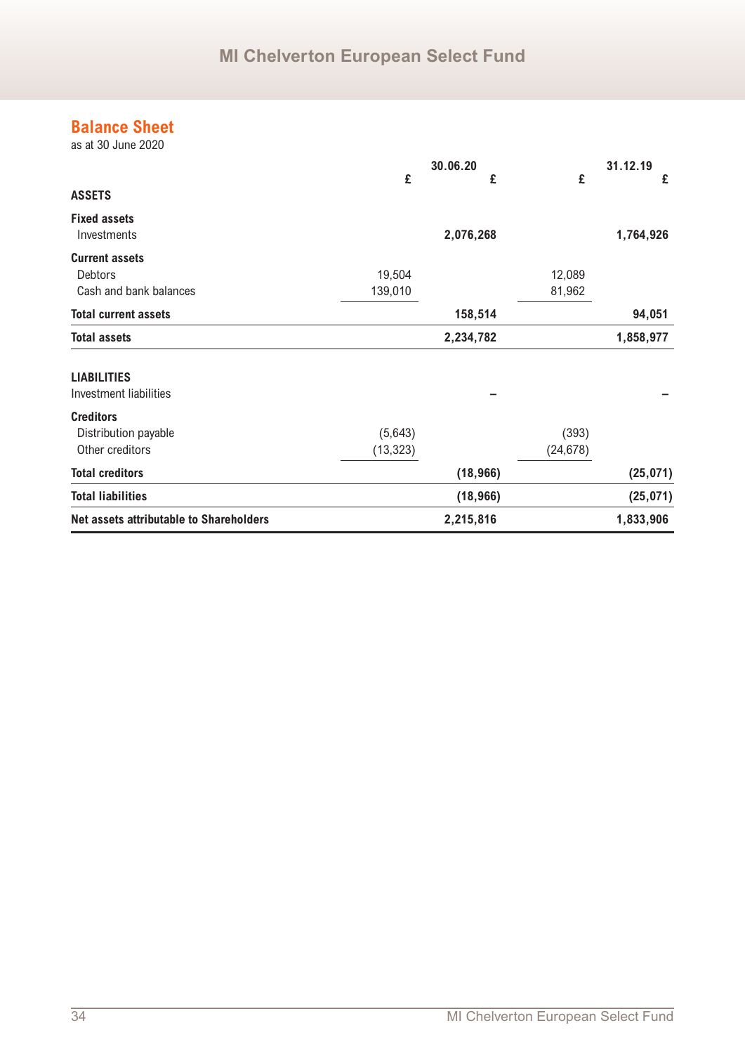## Balance Sheet

as at 30 June 2020

| | 30.06.20 | | 31.12.19 | |
|---|---|---|---|---|
| | £ | £ | £ | £ |
| **ASSETS** | | | | |
| **Fixed assets** | | | | |
| Investments | | **2,076,268** | | **1,764,926** |
| **Current assets** | | | | |
| Debtors | 19,504 | | 12,089 | |
| Cash and bank balances | 139,010 | | 81,962 | |
| **Total current assets** | | **158,514** | | **94,051** |
| **Total assets** | | **2,234,782** | | **1,858,977** |
| **LIABILITIES** | | | | |
| Investment liabilities | | – | | – |
| **Creditors** | | | | |
| Distribution payable | (5,643) | | (393) | |
| Other creditors | (13,323) | | (24,678) | |
| **Total creditors** | | **(18,966)** | | **(25,071)** |
| **Total liabilities** | | **(18,966)** | | **(25,071)** |
| **Net assets attributable to Shareholders** | | **2,215,816** | | **1,833,906** |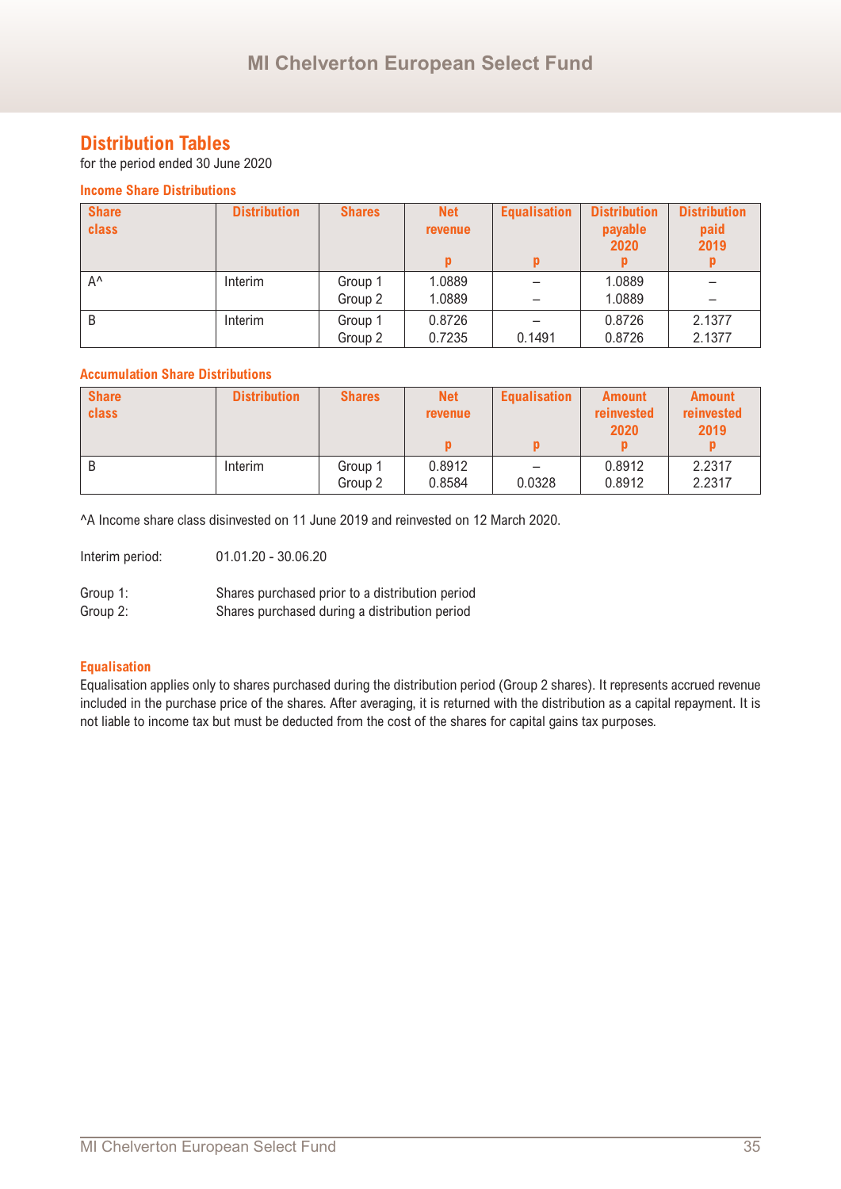## Distribution Tables

for the period ended 30 June 2020

### Income Share Distributions

| Share class | Distribution | Shares | Net revenue p | Equalisation p | Distribution payable 2020 p | Distribution paid 2019 p |
|---|---|---|---|---|---|---|
| A^ | Interim | Group 1 | 1.0889 | – | 1.0889 | – |
| | | Group 2 | 1.0889 | – | 1.0889 | – |
| B | Interim | Group 1 | 0.8726 | – | 0.8726 | 2.1377 |
| | | Group 2 | 0.7235 | 0.1491 | 0.8726 | 2.1377 |

### Accumulation Share Distributions

| Share class | Distribution | Shares | Net revenue p | Equalisation p | Amount reinvested 2020 p | Amount reinvested 2019 p |
|---|---|---|---|---|---|---|
| B | Interim | Group 1 | 0.8912 | – | 0.8912 | 2.2317 |
| | | Group 2 | 0.8584 | 0.0328 | 0.8912 | 2.2317 |

^A Income share class disinvested on 11 June 2019 and reinvested on 12 March 2020.

Interim period: 01.01.20 - 30.06.20

Group 1: Shares purchased prior to a distribution period
Group 2: Shares purchased during a distribution period

### Equalisation

Equalisation applies only to shares purchased during the distribution period (Group 2 shares). It represents accrued revenue included in the purchase price of the shares. After averaging, it is returned with the distribution as a capital repayment. It is not liable to income tax but must be deducted from the cost of the shares for capital gains tax purposes.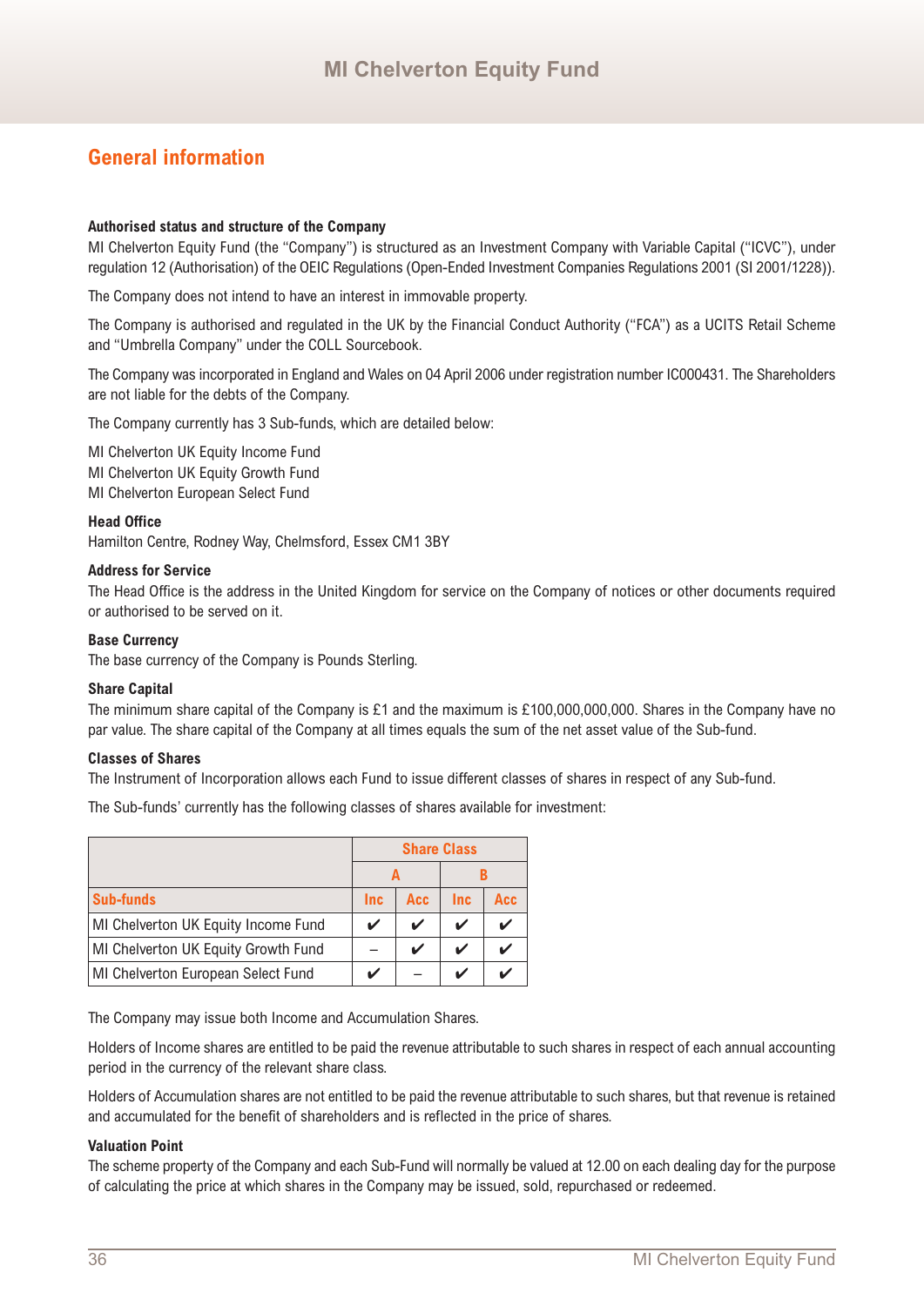## General information

**Authorised status and structure of the Company**
MI Chelverton Equity Fund (the "Company") is structured as an Investment Company with Variable Capital ("ICVC"), under regulation 12 (Authorisation) of the OEIC Regulations (Open-Ended Investment Companies Regulations 2001 (SI 2001/1228)).

The Company does not intend to have an interest in immovable property.

The Company is authorised and regulated in the UK by the Financial Conduct Authority ("FCA") as a UCITS Retail Scheme and "Umbrella Company" under the COLL Sourcebook.

The Company was incorporated in England and Wales on 04 April 2006 under registration number IC000431. The Shareholders are not liable for the debts of the Company.

The Company currently has 3 Sub-funds, which are detailed below:

MI Chelverton UK Equity Income Fund
MI Chelverton UK Equity Growth Fund
MI Chelverton European Select Fund

**Head Office**
Hamilton Centre, Rodney Way, Chelmsford, Essex CM1 3BY

**Address for Service**
The Head Office is the address in the United Kingdom for service on the Company of notices or other documents required or authorised to be served on it.

**Base Currency**
The base currency of the Company is Pounds Sterling.

**Share Capital**
The minimum share capital of the Company is £1 and the maximum is £100,000,000,000. Shares in the Company have no par value. The share capital of the Company at all times equals the sum of the net asset value of the Sub-fund.

**Classes of Shares**
The Instrument of Incorporation allows each Fund to issue different classes of shares in respect of any Sub-fund.

The Sub-funds' currently has the following classes of shares available for investment:

| | Share Class | | | |
|---|---|---|---|---|
| | A | | B | |
| Sub-funds | Inc | Acc | Inc | Acc |
| MI Chelverton UK Equity Income Fund | ✔ | ✔ | ✔ | ✔ |
| MI Chelverton UK Equity Growth Fund | – | ✔ | ✔ | ✔ |
| MI Chelverton European Select Fund | ✔ | – | ✔ | ✔ |

The Company may issue both Income and Accumulation Shares.

Holders of Income shares are entitled to be paid the revenue attributable to such shares in respect of each annual accounting period in the currency of the relevant share class.

Holders of Accumulation shares are not entitled to be paid the revenue attributable to such shares, but that revenue is retained and accumulated for the benefit of shareholders and is reflected in the price of shares.

**Valuation Point**
The scheme property of the Company and each Sub-Fund will normally be valued at 12.00 on each dealing day for the purpose of calculating the price at which shares in the Company may be issued, sold, repurchased or redeemed.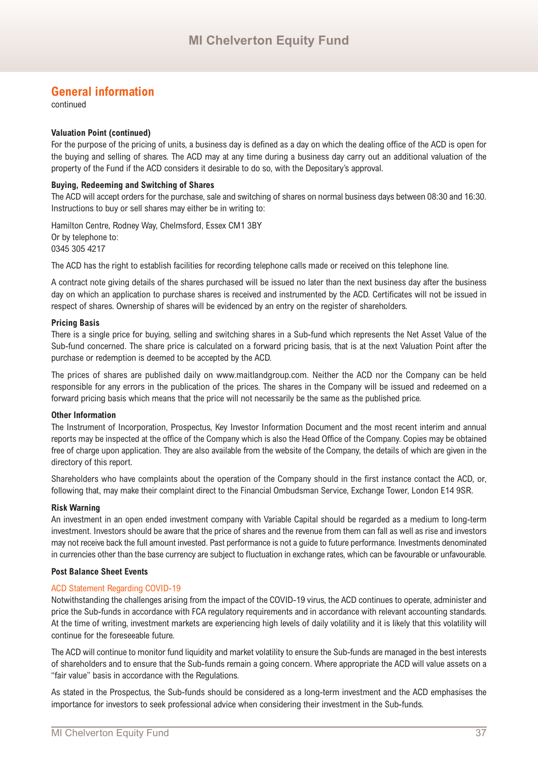## General information

continued

**Valuation Point (continued)**

For the purpose of the pricing of units, a business day is defined as a day on which the dealing office of the ACD is open for the buying and selling of shares. The ACD may at any time during a business day carry out an additional valuation of the property of the Fund if the ACD considers it desirable to do so, with the Depositary's approval.

**Buying, Redeeming and Switching of Shares**

The ACD will accept orders for the purchase, sale and switching of shares on normal business days between 08:30 and 16:30. Instructions to buy or sell shares may either be in writing to:

Hamilton Centre, Rodney Way, Chelmsford, Essex CM1 3BY
Or by telephone to:
0345 305 4217

The ACD has the right to establish facilities for recording telephone calls made or received on this telephone line.

A contract note giving details of the shares purchased will be issued no later than the next business day after the business day on which an application to purchase shares is received and instrumented by the ACD. Certificates will not be issued in respect of shares. Ownership of shares will be evidenced by an entry on the register of shareholders.

**Pricing Basis**

There is a single price for buying, selling and switching shares in a Sub-fund which represents the Net Asset Value of the Sub-fund concerned. The share price is calculated on a forward pricing basis, that is at the next Valuation Point after the purchase or redemption is deemed to be accepted by the ACD.

The prices of shares are published daily on www.maitlandgroup.com. Neither the ACD nor the Company can be held responsible for any errors in the publication of the prices. The shares in the Company will be issued and redeemed on a forward pricing basis which means that the price will not necessarily be the same as the published price.

**Other Information**

The Instrument of Incorporation, Prospectus, Key Investor Information Document and the most recent interim and annual reports may be inspected at the office of the Company which is also the Head Office of the Company. Copies may be obtained free of charge upon application. They are also available from the website of the Company, the details of which are given in the directory of this report.

Shareholders who have complaints about the operation of the Company should in the first instance contact the ACD, or, following that, may make their complaint direct to the Financial Ombudsman Service, Exchange Tower, London E14 9SR.

**Risk Warning**

An investment in an open ended investment company with Variable Capital should be regarded as a medium to long-term investment. Investors should be aware that the price of shares and the revenue from them can fall as well as rise and investors may not receive back the full amount invested. Past performance is not a guide to future performance. Investments denominated in currencies other than the base currency are subject to fluctuation in exchange rates, which can be favourable or unfavourable.

**Post Balance Sheet Events**

ACD Statement Regarding COVID-19

Notwithstanding the challenges arising from the impact of the COVID-19 virus, the ACD continues to operate, administer and price the Sub-funds in accordance with FCA regulatory requirements and in accordance with relevant accounting standards. At the time of writing, investment markets are experiencing high levels of daily volatility and it is likely that this volatility will continue for the foreseeable future.

The ACD will continue to monitor fund liquidity and market volatility to ensure the Sub-funds are managed in the best interests of shareholders and to ensure that the Sub-funds remain a going concern. Where appropriate the ACD will value assets on a "fair value" basis in accordance with the Regulations.

As stated in the Prospectus, the Sub-funds should be considered as a long-term investment and the ACD emphasises the importance for investors to seek professional advice when considering their investment in the Sub-funds.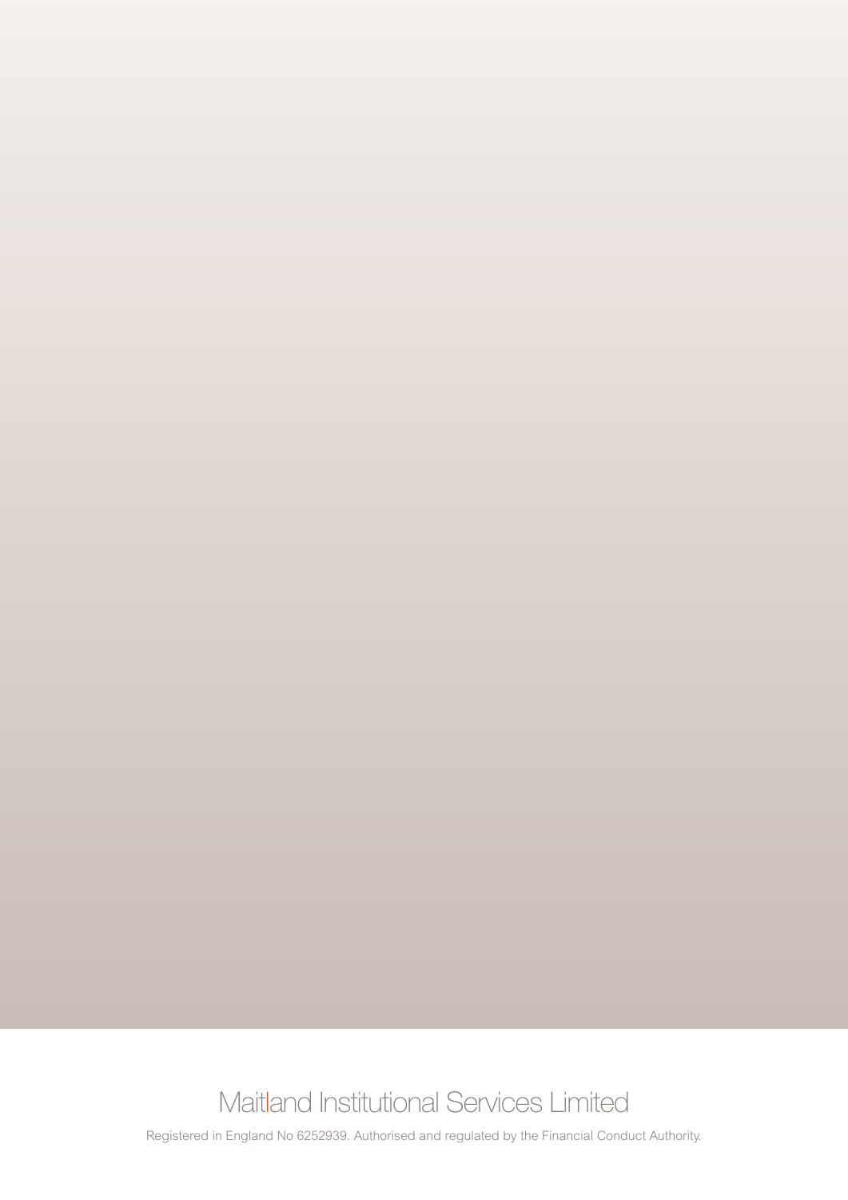Maitland Institutional Services Limited

Registered in England No 6252939. Authorised and regulated by the Financial Conduct Authority.